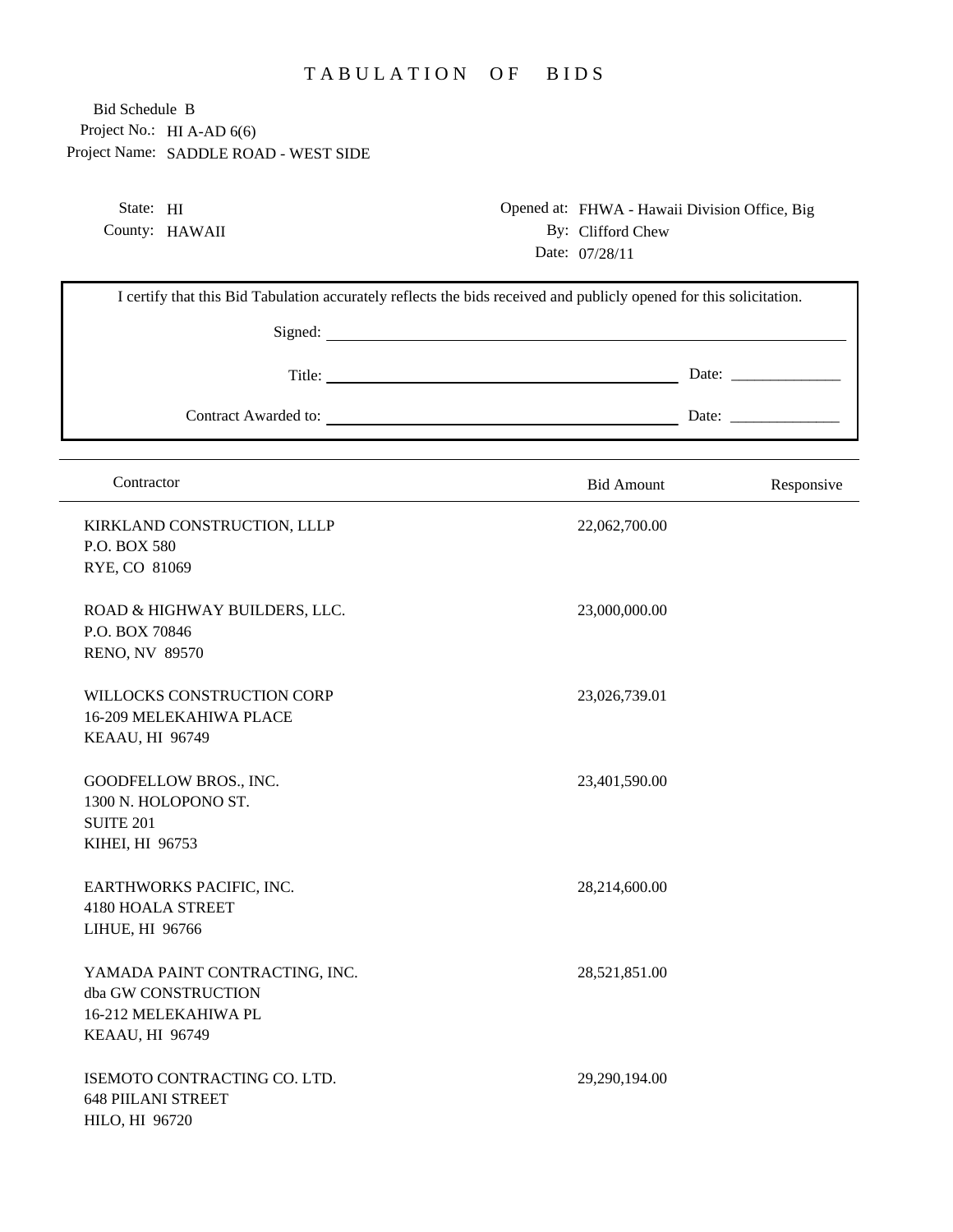# TABULATION OF BIDS

Bid Schedule B

Project No.: HI A-AD 6(6)

Project Name: SADDLE ROAD - WEST SIDE

State: HI

County: HAWAII

Opened at: FHWA - Hawaii Division Office, Big

By: Clifford Chew

Date: 07/28/11

I certify that this Bid Tabulation accurately reflects the bids received and publicly opened for this solicitation.

Signed: ______________________________

Title: ______________________________ Date: ______________

Contract Awarded to: ______________________________ Date: ______________

| Contractor | Bid Amount | Responsive |
|---|---|---|
| KIRKLAND CONSTRUCTION, LLLP<br>P.O. BOX 580<br>RYE, CO 81069 | 22,062,700.00 | |
| ROAD & HIGHWAY BUILDERS, LLC.<br>P.O. BOX 70846<br>RENO, NV 89570 | 23,000,000.00 | |
| WILLOCKS CONSTRUCTION CORP<br>16-209 MELEKAHIWA PLACE<br>KEAAU, HI 96749 | 23,026,739.01 | |
| GOODFELLOW BROS., INC.<br>1300 N. HOLOPONO ST.<br>SUITE 201<br>KIHEI, HI 96753 | 23,401,590.00 | |
| EARTHWORKS PACIFIC, INC.<br>4180 HOALA STREET<br>LIHUE, HI 96766 | 28,214,600.00 | |
| YAMADA PAINT CONTRACTING, INC.<br>dba GW CONSTRUCTION<br>16-212 MELEKAHIWA PL<br>KEAAU, HI 96749 | 28,521,851.00 | |
| ISEMOTO CONTRACTING CO. LTD.<br>648 PIILANI STREET<br>HILO, HI 96720 | 29,290,194.00 | |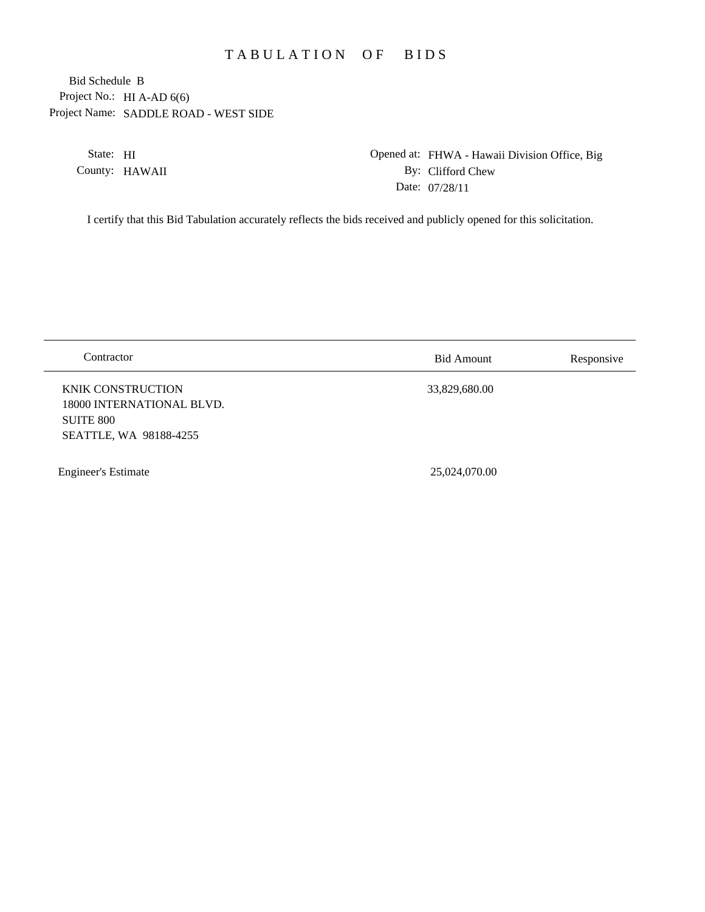# TABULATION OF BIDS

Bid Schedule B

Project No.: HI A-AD 6(6)

Project Name: SADDLE ROAD - WEST SIDE

State: HI

County: HAWAII

Opened at: FHWA - Hawaii Division Office, Big

By: Clifford Chew

Date: 07/28/11

I certify that this Bid Tabulation accurately reflects the bids received and publicly opened for this solicitation.

| Contractor | Bid Amount | Responsive |
|---|---|---|
| KNIK CONSTRUCTION<br>18000 INTERNATIONAL BLVD.<br>SUITE 800<br>SEATTLE, WA 98188-4255 | 33,829,680.00 | |
| Engineer's Estimate | 25,024,070.00 | |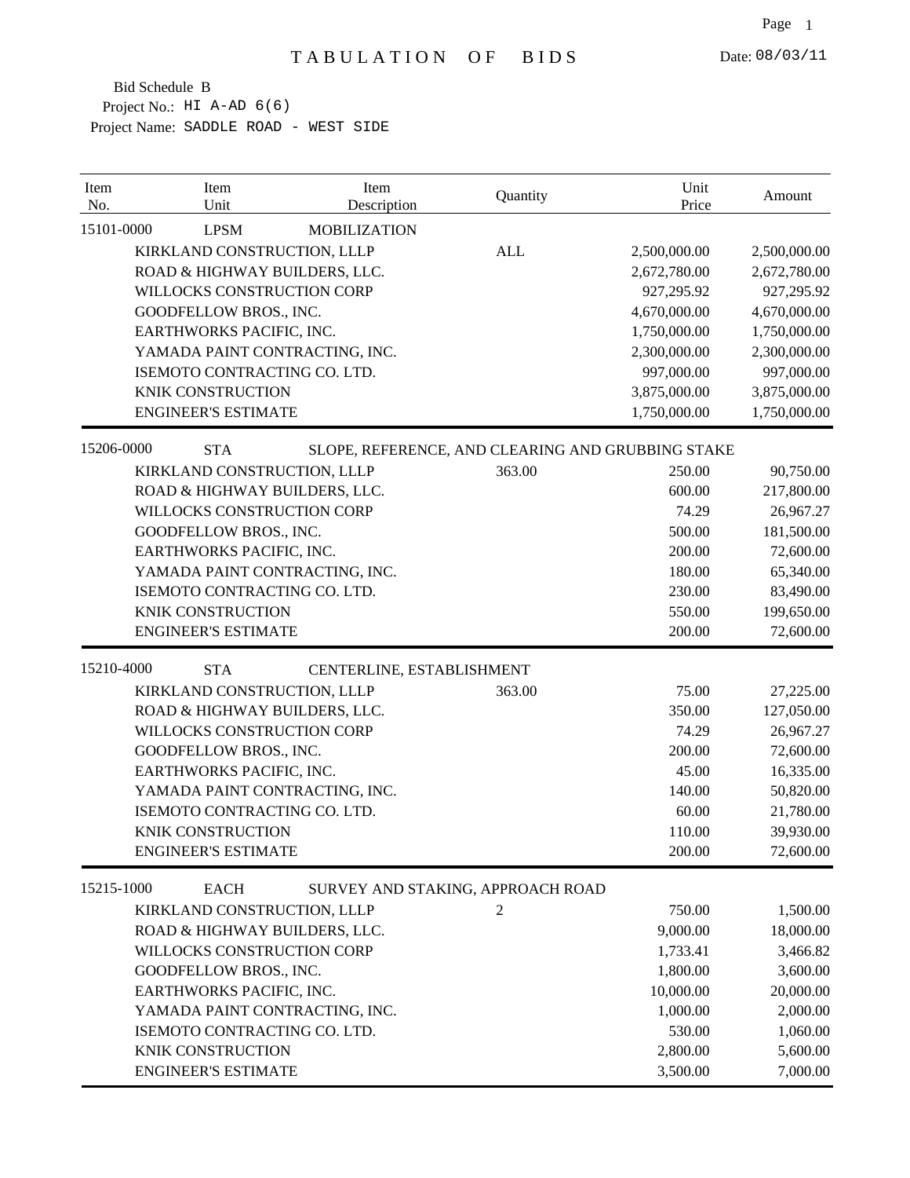# TABULATION OF BIDS

Date: 08/03/11

Bid Schedule B
Project No.: HI A-AD 6(6)
Project Name: SADDLE ROAD - WEST SIDE

| Item No. | Item Unit | Item Description | Quantity | Unit Price | Amount |
|---|---|---|---|---|---|
| 15101-0000 | LPSM | MOBILIZATION | | | |
| | KIRKLAND CONSTRUCTION, LLLP | | ALL | 2,500,000.00 | 2,500,000.00 |
| | ROAD & HIGHWAY BUILDERS, LLC. | | | 2,672,780.00 | 2,672,780.00 |
| | WILLOCKS CONSTRUCTION CORP | | | 927,295.92 | 927,295.92 |
| | GOODFELLOW BROS., INC. | | | 4,670,000.00 | 4,670,000.00 |
| | EARTHWORKS PACIFIC, INC. | | | 1,750,000.00 | 1,750,000.00 |
| | YAMADA PAINT CONTRACTING, INC. | | | 2,300,000.00 | 2,300,000.00 |
| | ISEMOTO CONTRACTING CO. LTD. | | | 997,000.00 | 997,000.00 |
| | KNIK CONSTRUCTION | | | 3,875,000.00 | 3,875,000.00 |
| | ENGINEER'S ESTIMATE | | | 1,750,000.00 | 1,750,000.00 |
| 15206-0000 | STA | SLOPE, REFERENCE, AND CLEARING AND GRUBBING STAKE | | | |
| | KIRKLAND CONSTRUCTION, LLLP | | 363.00 | 250.00 | 90,750.00 |
| | ROAD & HIGHWAY BUILDERS, LLC. | | | 600.00 | 217,800.00 |
| | WILLOCKS CONSTRUCTION CORP | | | 74.29 | 26,967.27 |
| | GOODFELLOW BROS., INC. | | | 500.00 | 181,500.00 |
| | EARTHWORKS PACIFIC, INC. | | | 200.00 | 72,600.00 |
| | YAMADA PAINT CONTRACTING, INC. | | | 180.00 | 65,340.00 |
| | ISEMOTO CONTRACTING CO. LTD. | | | 230.00 | 83,490.00 |
| | KNIK CONSTRUCTION | | | 550.00 | 199,650.00 |
| | ENGINEER'S ESTIMATE | | | 200.00 | 72,600.00 |
| 15210-4000 | STA | CENTERLINE, ESTABLISHMENT | | | |
| | KIRKLAND CONSTRUCTION, LLLP | | 363.00 | 75.00 | 27,225.00 |
| | ROAD & HIGHWAY BUILDERS, LLC. | | | 350.00 | 127,050.00 |
| | WILLOCKS CONSTRUCTION CORP | | | 74.29 | 26,967.27 |
| | GOODFELLOW BROS., INC. | | | 200.00 | 72,600.00 |
| | EARTHWORKS PACIFIC, INC. | | | 45.00 | 16,335.00 |
| | YAMADA PAINT CONTRACTING, INC. | | | 140.00 | 50,820.00 |
| | ISEMOTO CONTRACTING CO. LTD. | | | 60.00 | 21,780.00 |
| | KNIK CONSTRUCTION | | | 110.00 | 39,930.00 |
| | ENGINEER'S ESTIMATE | | | 200.00 | 72,600.00 |
| 15215-1000 | EACH | SURVEY AND STAKING, APPROACH ROAD | | | |
| | KIRKLAND CONSTRUCTION, LLLP | | 2 | 750.00 | 1,500.00 |
| | ROAD & HIGHWAY BUILDERS, LLC. | | | 9,000.00 | 18,000.00 |
| | WILLOCKS CONSTRUCTION CORP | | | 1,733.41 | 3,466.82 |
| | GOODFELLOW BROS., INC. | | | 1,800.00 | 3,600.00 |
| | EARTHWORKS PACIFIC, INC. | | | 10,000.00 | 20,000.00 |
| | YAMADA PAINT CONTRACTING, INC. | | | 1,000.00 | 2,000.00 |
| | ISEMOTO CONTRACTING CO. LTD. | | | 530.00 | 1,060.00 |
| | KNIK CONSTRUCTION | | | 2,800.00 | 5,600.00 |
| | ENGINEER'S ESTIMATE | | | 3,500.00 | 7,000.00 |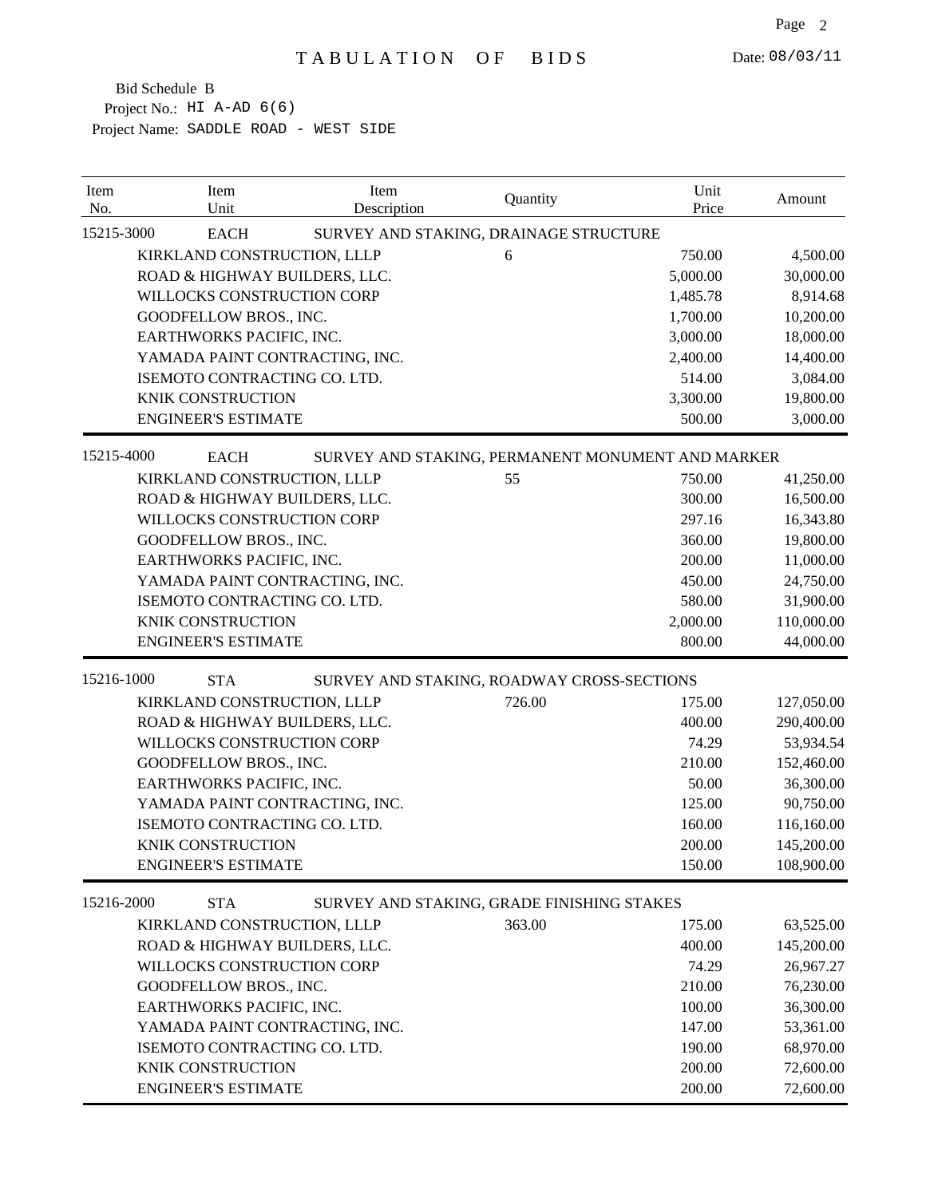# TABULATION OF BIDS

Date: 08/03/11

Bid Schedule B
Project No.: HI A-AD 6(6)
Project Name: SADDLE ROAD - WEST SIDE

| Item No. | Item Unit | Item Description | Quantity | Unit Price | Amount |
|---|---|---|---|---|---|
| 15215-3000 | EACH | SURVEY AND STAKING, DRAINAGE STRUCTURE | | | |
| | KIRKLAND CONSTRUCTION, LLLP | | 6 | 750.00 | 4,500.00 |
| | ROAD & HIGHWAY BUILDERS, LLC. | | | 5,000.00 | 30,000.00 |
| | WILLOCKS CONSTRUCTION CORP | | | 1,485.78 | 8,914.68 |
| | GOODFELLOW BROS., INC. | | | 1,700.00 | 10,200.00 |
| | EARTHWORKS PACIFIC, INC. | | | 3,000.00 | 18,000.00 |
| | YAMADA PAINT CONTRACTING, INC. | | | 2,400.00 | 14,400.00 |
| | ISEMOTO CONTRACTING CO. LTD. | | | 514.00 | 3,084.00 |
| | KNIK CONSTRUCTION | | | 3,300.00 | 19,800.00 |
| | ENGINEER'S ESTIMATE | | | 500.00 | 3,000.00 |
| 15215-4000 | EACH | SURVEY AND STAKING, PERMANENT MONUMENT AND MARKER | | | |
| | KIRKLAND CONSTRUCTION, LLLP | | 55 | 750.00 | 41,250.00 |
| | ROAD & HIGHWAY BUILDERS, LLC. | | | 300.00 | 16,500.00 |
| | WILLOCKS CONSTRUCTION CORP | | | 297.16 | 16,343.80 |
| | GOODFELLOW BROS., INC. | | | 360.00 | 19,800.00 |
| | EARTHWORKS PACIFIC, INC. | | | 200.00 | 11,000.00 |
| | YAMADA PAINT CONTRACTING, INC. | | | 450.00 | 24,750.00 |
| | ISEMOTO CONTRACTING CO. LTD. | | | 580.00 | 31,900.00 |
| | KNIK CONSTRUCTION | | | 2,000.00 | 110,000.00 |
| | ENGINEER'S ESTIMATE | | | 800.00 | 44,000.00 |
| 15216-1000 | STA | SURVEY AND STAKING, ROADWAY CROSS-SECTIONS | | | |
| | KIRKLAND CONSTRUCTION, LLLP | | 726.00 | 175.00 | 127,050.00 |
| | ROAD & HIGHWAY BUILDERS, LLC. | | | 400.00 | 290,400.00 |
| | WILLOCKS CONSTRUCTION CORP | | | 74.29 | 53,934.54 |
| | GOODFELLOW BROS., INC. | | | 210.00 | 152,460.00 |
| | EARTHWORKS PACIFIC, INC. | | | 50.00 | 36,300.00 |
| | YAMADA PAINT CONTRACTING, INC. | | | 125.00 | 90,750.00 |
| | ISEMOTO CONTRACTING CO. LTD. | | | 160.00 | 116,160.00 |
| | KNIK CONSTRUCTION | | | 200.00 | 145,200.00 |
| | ENGINEER'S ESTIMATE | | | 150.00 | 108,900.00 |
| 15216-2000 | STA | SURVEY AND STAKING, GRADE FINISHING STAKES | | | |
| | KIRKLAND CONSTRUCTION, LLLP | | 363.00 | 175.00 | 63,525.00 |
| | ROAD & HIGHWAY BUILDERS, LLC. | | | 400.00 | 145,200.00 |
| | WILLOCKS CONSTRUCTION CORP | | | 74.29 | 26,967.27 |
| | GOODFELLOW BROS., INC. | | | 210.00 | 76,230.00 |
| | EARTHWORKS PACIFIC, INC. | | | 100.00 | 36,300.00 |
| | YAMADA PAINT CONTRACTING, INC. | | | 147.00 | 53,361.00 |
| | ISEMOTO CONTRACTING CO. LTD. | | | 190.00 | 68,970.00 |
| | KNIK CONSTRUCTION | | | 200.00 | 72,600.00 |
| | ENGINEER'S ESTIMATE | | | 200.00 | 72,600.00 |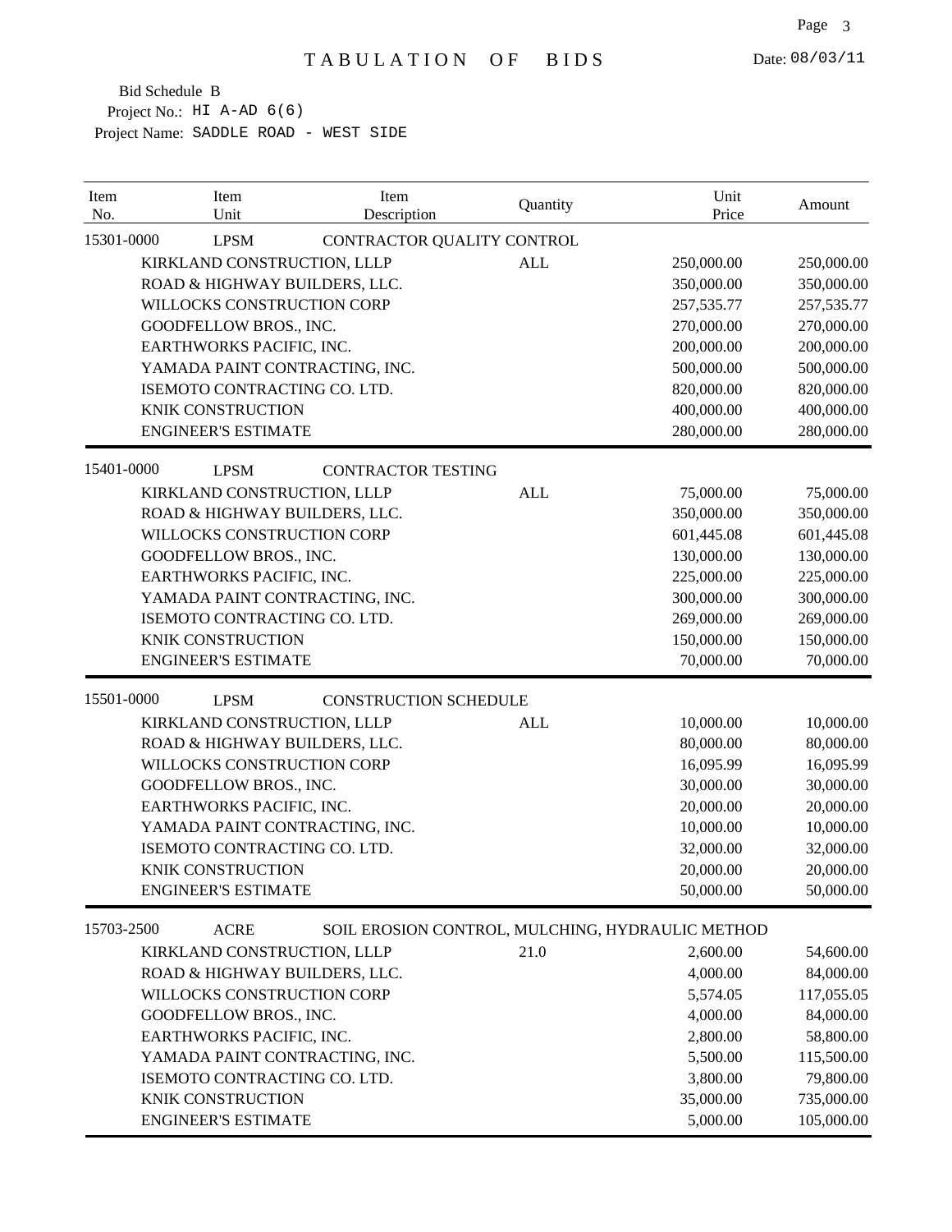# TABULATION OF BIDS

Date: 08/03/11

Bid Schedule B
Project No.: HI A-AD 6(6)
Project Name: SADDLE ROAD - WEST SIDE

| Item No. | Item Unit | Item Description | Quantity | Unit Price | Amount |
|---|---|---|---|---|---|
| 15301-0000 | LPSM | CONTRACTOR QUALITY CONTROL | | | |
| | KIRKLAND CONSTRUCTION, LLLP | | ALL | 250,000.00 | 250,000.00 |
| | ROAD & HIGHWAY BUILDERS, LLC. | | | 350,000.00 | 350,000.00 |
| | WILLOCKS CONSTRUCTION CORP | | | 257,535.77 | 257,535.77 |
| | GOODFELLOW BROS., INC. | | | 270,000.00 | 270,000.00 |
| | EARTHWORKS PACIFIC, INC. | | | 200,000.00 | 200,000.00 |
| | YAMADA PAINT CONTRACTING, INC. | | | 500,000.00 | 500,000.00 |
| | ISEMOTO CONTRACTING CO. LTD. | | | 820,000.00 | 820,000.00 |
| | KNIK CONSTRUCTION | | | 400,000.00 | 400,000.00 |
| | ENGINEER'S ESTIMATE | | | 280,000.00 | 280,000.00 |
| 15401-0000 | LPSM | CONTRACTOR TESTING | | | |
| | KIRKLAND CONSTRUCTION, LLLP | | ALL | 75,000.00 | 75,000.00 |
| | ROAD & HIGHWAY BUILDERS, LLC. | | | 350,000.00 | 350,000.00 |
| | WILLOCKS CONSTRUCTION CORP | | | 601,445.08 | 601,445.08 |
| | GOODFELLOW BROS., INC. | | | 130,000.00 | 130,000.00 |
| | EARTHWORKS PACIFIC, INC. | | | 225,000.00 | 225,000.00 |
| | YAMADA PAINT CONTRACTING, INC. | | | 300,000.00 | 300,000.00 |
| | ISEMOTO CONTRACTING CO. LTD. | | | 269,000.00 | 269,000.00 |
| | KNIK CONSTRUCTION | | | 150,000.00 | 150,000.00 |
| | ENGINEER'S ESTIMATE | | | 70,000.00 | 70,000.00 |
| 15501-0000 | LPSM | CONSTRUCTION SCHEDULE | | | |
| | KIRKLAND CONSTRUCTION, LLLP | | ALL | 10,000.00 | 10,000.00 |
| | ROAD & HIGHWAY BUILDERS, LLC. | | | 80,000.00 | 80,000.00 |
| | WILLOCKS CONSTRUCTION CORP | | | 16,095.99 | 16,095.99 |
| | GOODFELLOW BROS., INC. | | | 30,000.00 | 30,000.00 |
| | EARTHWORKS PACIFIC, INC. | | | 20,000.00 | 20,000.00 |
| | YAMADA PAINT CONTRACTING, INC. | | | 10,000.00 | 10,000.00 |
| | ISEMOTO CONTRACTING CO. LTD. | | | 32,000.00 | 32,000.00 |
| | KNIK CONSTRUCTION | | | 20,000.00 | 20,000.00 |
| | ENGINEER'S ESTIMATE | | | 50,000.00 | 50,000.00 |
| 15703-2500 | ACRE | SOIL EROSION CONTROL, MULCHING, HYDRAULIC METHOD | | | |
| | KIRKLAND CONSTRUCTION, LLLP | | 21.0 | 2,600.00 | 54,600.00 |
| | ROAD & HIGHWAY BUILDERS, LLC. | | | 4,000.00 | 84,000.00 |
| | WILLOCKS CONSTRUCTION CORP | | | 5,574.05 | 117,055.05 |
| | GOODFELLOW BROS., INC. | | | 4,000.00 | 84,000.00 |
| | EARTHWORKS PACIFIC, INC. | | | 2,800.00 | 58,800.00 |
| | YAMADA PAINT CONTRACTING, INC. | | | 5,500.00 | 115,500.00 |
| | ISEMOTO CONTRACTING CO. LTD. | | | 3,800.00 | 79,800.00 |
| | KNIK CONSTRUCTION | | | 35,000.00 | 735,000.00 |
| | ENGINEER'S ESTIMATE | | | 5,000.00 | 105,000.00 |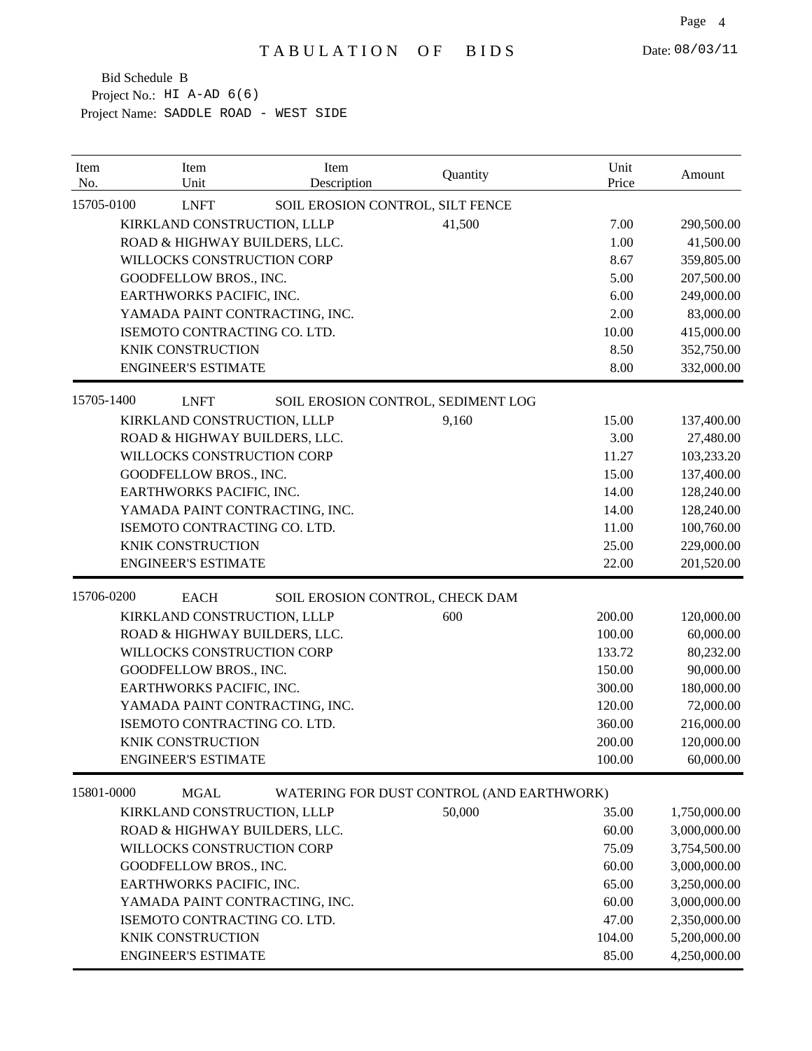# TABULATION OF BIDS

Date: 08/03/11

Bid Schedule B
Project No.: HI A-AD 6(6)
Project Name: SADDLE ROAD - WEST SIDE

| Item No. | Item Unit | Item Description | Quantity | Unit Price | Amount |
|---|---|---|---|---|---|
| 15705-0100 | LNFT | SOIL EROSION CONTROL, SILT FENCE | | | |
| | KIRKLAND CONSTRUCTION, LLLP | | 41,500 | 7.00 | 290,500.00 |
| | ROAD & HIGHWAY BUILDERS, LLC. | | | 1.00 | 41,500.00 |
| | WILLOCKS CONSTRUCTION CORP | | | 8.67 | 359,805.00 |
| | GOODFELLOW BROS., INC. | | | 5.00 | 207,500.00 |
| | EARTHWORKS PACIFIC, INC. | | | 6.00 | 249,000.00 |
| | YAMADA PAINT CONTRACTING, INC. | | | 2.00 | 83,000.00 |
| | ISEMOTO CONTRACTING CO. LTD. | | | 10.00 | 415,000.00 |
| | KNIK CONSTRUCTION | | | 8.50 | 352,750.00 |
| | ENGINEER'S ESTIMATE | | | 8.00 | 332,000.00 |
| 15705-1400 | LNFT | SOIL EROSION CONTROL, SEDIMENT LOG | | | |
| | KIRKLAND CONSTRUCTION, LLLP | | 9,160 | 15.00 | 137,400.00 |
| | ROAD & HIGHWAY BUILDERS, LLC. | | | 3.00 | 27,480.00 |
| | WILLOCKS CONSTRUCTION CORP | | | 11.27 | 103,233.20 |
| | GOODFELLOW BROS., INC. | | | 15.00 | 137,400.00 |
| | EARTHWORKS PACIFIC, INC. | | | 14.00 | 128,240.00 |
| | YAMADA PAINT CONTRACTING, INC. | | | 14.00 | 128,240.00 |
| | ISEMOTO CONTRACTING CO. LTD. | | | 11.00 | 100,760.00 |
| | KNIK CONSTRUCTION | | | 25.00 | 229,000.00 |
| | ENGINEER'S ESTIMATE | | | 22.00 | 201,520.00 |
| 15706-0200 | EACH | SOIL EROSION CONTROL, CHECK DAM | | | |
| | KIRKLAND CONSTRUCTION, LLLP | | 600 | 200.00 | 120,000.00 |
| | ROAD & HIGHWAY BUILDERS, LLC. | | | 100.00 | 60,000.00 |
| | WILLOCKS CONSTRUCTION CORP | | | 133.72 | 80,232.00 |
| | GOODFELLOW BROS., INC. | | | 150.00 | 90,000.00 |
| | EARTHWORKS PACIFIC, INC. | | | 300.00 | 180,000.00 |
| | YAMADA PAINT CONTRACTING, INC. | | | 120.00 | 72,000.00 |
| | ISEMOTO CONTRACTING CO. LTD. | | | 360.00 | 216,000.00 |
| | KNIK CONSTRUCTION | | | 200.00 | 120,000.00 |
| | ENGINEER'S ESTIMATE | | | 100.00 | 60,000.00 |
| 15801-0000 | MGAL | WATERING FOR DUST CONTROL (AND EARTHWORK) | | | |
| | KIRKLAND CONSTRUCTION, LLLP | | 50,000 | 35.00 | 1,750,000.00 |
| | ROAD & HIGHWAY BUILDERS, LLC. | | | 60.00 | 3,000,000.00 |
| | WILLOCKS CONSTRUCTION CORP | | | 75.09 | 3,754,500.00 |
| | GOODFELLOW BROS., INC. | | | 60.00 | 3,000,000.00 |
| | EARTHWORKS PACIFIC, INC. | | | 65.00 | 3,250,000.00 |
| | YAMADA PAINT CONTRACTING, INC. | | | 60.00 | 3,000,000.00 |
| | ISEMOTO CONTRACTING CO. LTD. | | | 47.00 | 2,350,000.00 |
| | KNIK CONSTRUCTION | | | 104.00 | 5,200,000.00 |
| | ENGINEER'S ESTIMATE | | | 85.00 | 4,250,000.00 |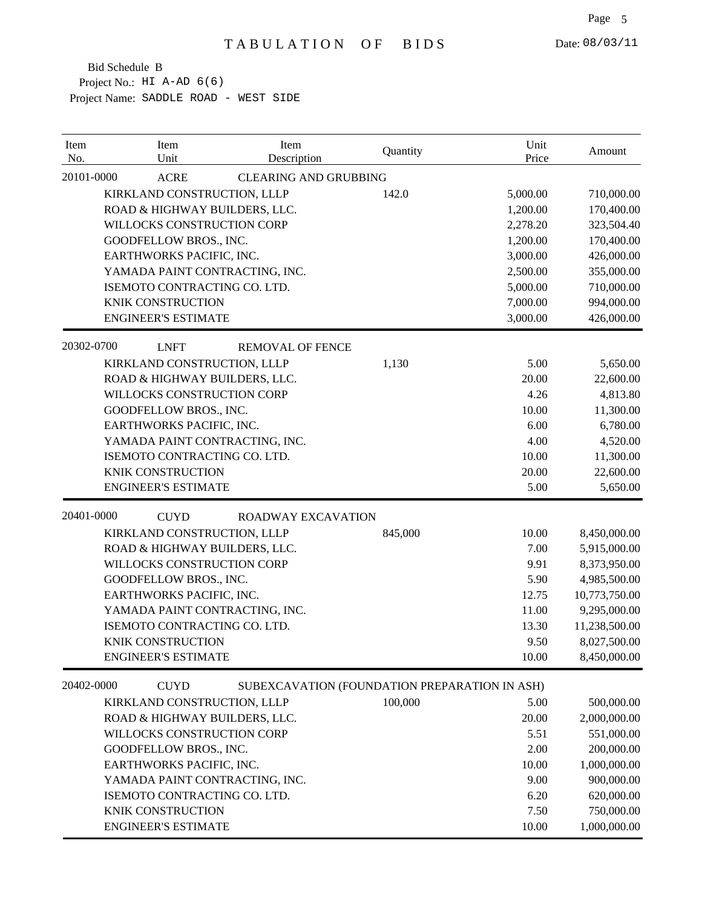# TABULATION OF BIDS

Date: 08/03/11

Bid Schedule B
Project No.: HI A-AD 6(6)
Project Name: SADDLE ROAD - WEST SIDE

| Item No. | Item Unit | Item Description | Quantity | Unit Price | Amount |
|---|---|---|---|---|---|
| 20101-0000 | ACRE | CLEARING AND GRUBBING | | | |
| | KIRKLAND CONSTRUCTION, LLLP | | 142.0 | 5,000.00 | 710,000.00 |
| | ROAD & HIGHWAY BUILDERS, LLC. | | | 1,200.00 | 170,400.00 |
| | WILLOCKS CONSTRUCTION CORP | | | 2,278.20 | 323,504.40 |
| | GOODFELLOW BROS., INC. | | | 1,200.00 | 170,400.00 |
| | EARTHWORKS PACIFIC, INC. | | | 3,000.00 | 426,000.00 |
| | YAMADA PAINT CONTRACTING, INC. | | | 2,500.00 | 355,000.00 |
| | ISEMOTO CONTRACTING CO. LTD. | | | 5,000.00 | 710,000.00 |
| | KNIK CONSTRUCTION | | | 7,000.00 | 994,000.00 |
| | ENGINEER'S ESTIMATE | | | 3,000.00 | 426,000.00 |
| 20302-0700 | LNFT | REMOVAL OF FENCE | | | |
| | KIRKLAND CONSTRUCTION, LLLP | | 1,130 | 5.00 | 5,650.00 |
| | ROAD & HIGHWAY BUILDERS, LLC. | | | 20.00 | 22,600.00 |
| | WILLOCKS CONSTRUCTION CORP | | | 4.26 | 4,813.80 |
| | GOODFELLOW BROS., INC. | | | 10.00 | 11,300.00 |
| | EARTHWORKS PACIFIC, INC. | | | 6.00 | 6,780.00 |
| | YAMADA PAINT CONTRACTING, INC. | | | 4.00 | 4,520.00 |
| | ISEMOTO CONTRACTING CO. LTD. | | | 10.00 | 11,300.00 |
| | KNIK CONSTRUCTION | | | 20.00 | 22,600.00 |
| | ENGINEER'S ESTIMATE | | | 5.00 | 5,650.00 |
| 20401-0000 | CUYD | ROADWAY EXCAVATION | | | |
| | KIRKLAND CONSTRUCTION, LLLP | | 845,000 | 10.00 | 8,450,000.00 |
| | ROAD & HIGHWAY BUILDERS, LLC. | | | 7.00 | 5,915,000.00 |
| | WILLOCKS CONSTRUCTION CORP | | | 9.91 | 8,373,950.00 |
| | GOODFELLOW BROS., INC. | | | 5.90 | 4,985,500.00 |
| | EARTHWORKS PACIFIC, INC. | | | 12.75 | 10,773,750.00 |
| | YAMADA PAINT CONTRACTING, INC. | | | 11.00 | 9,295,000.00 |
| | ISEMOTO CONTRACTING CO. LTD. | | | 13.30 | 11,238,500.00 |
| | KNIK CONSTRUCTION | | | 9.50 | 8,027,500.00 |
| | ENGINEER'S ESTIMATE | | | 10.00 | 8,450,000.00 |
| 20402-0000 | CUYD | SUBEXCAVATION (FOUNDATION PREPARATION IN ASH) | | | |
| | KIRKLAND CONSTRUCTION, LLLP | | 100,000 | 5.00 | 500,000.00 |
| | ROAD & HIGHWAY BUILDERS, LLC. | | | 20.00 | 2,000,000.00 |
| | WILLOCKS CONSTRUCTION CORP | | | 5.51 | 551,000.00 |
| | GOODFELLOW BROS., INC. | | | 2.00 | 200,000.00 |
| | EARTHWORKS PACIFIC, INC. | | | 10.00 | 1,000,000.00 |
| | YAMADA PAINT CONTRACTING, INC. | | | 9.00 | 900,000.00 |
| | ISEMOTO CONTRACTING CO. LTD. | | | 6.20 | 620,000.00 |
| | KNIK CONSTRUCTION | | | 7.50 | 750,000.00 |
| | ENGINEER'S ESTIMATE | | | 10.00 | 1,000,000.00 |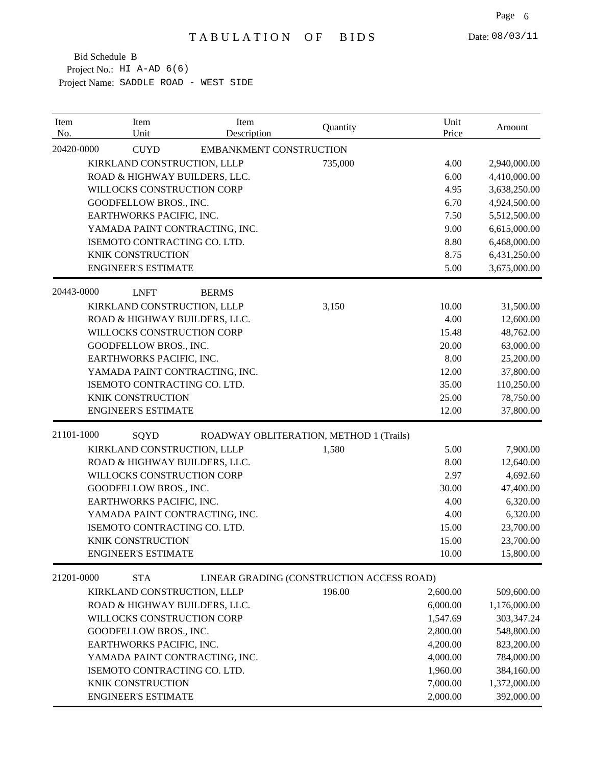# TABULATION OF BIDS

Date: 08/03/11

Bid Schedule B
Project No.: HI A-AD 6(6)
Project Name: SADDLE ROAD - WEST SIDE

| Item No. | Item Unit | Item Description | Quantity | Unit Price | Amount |
|---|---|---|---|---|---|
| 20420-0000 | CUYD | EMBANKMENT CONSTRUCTION | | | |
| | KIRKLAND CONSTRUCTION, LLLP | | 735,000 | 4.00 | 2,940,000.00 |
| | ROAD & HIGHWAY BUILDERS, LLC. | | | 6.00 | 4,410,000.00 |
| | WILLOCKS CONSTRUCTION CORP | | | 4.95 | 3,638,250.00 |
| | GOODFELLOW BROS., INC. | | | 6.70 | 4,924,500.00 |
| | EARTHWORKS PACIFIC, INC. | | | 7.50 | 5,512,500.00 |
| | YAMADA PAINT CONTRACTING, INC. | | | 9.00 | 6,615,000.00 |
| | ISEMOTO CONTRACTING CO. LTD. | | | 8.80 | 6,468,000.00 |
| | KNIK CONSTRUCTION | | | 8.75 | 6,431,250.00 |
| | ENGINEER'S ESTIMATE | | | 5.00 | 3,675,000.00 |
| 20443-0000 | LNFT | BERMS | | | |
| | KIRKLAND CONSTRUCTION, LLLP | | 3,150 | 10.00 | 31,500.00 |
| | ROAD & HIGHWAY BUILDERS, LLC. | | | 4.00 | 12,600.00 |
| | WILLOCKS CONSTRUCTION CORP | | | 15.48 | 48,762.00 |
| | GOODFELLOW BROS., INC. | | | 20.00 | 63,000.00 |
| | EARTHWORKS PACIFIC, INC. | | | 8.00 | 25,200.00 |
| | YAMADA PAINT CONTRACTING, INC. | | | 12.00 | 37,800.00 |
| | ISEMOTO CONTRACTING CO. LTD. | | | 35.00 | 110,250.00 |
| | KNIK CONSTRUCTION | | | 25.00 | 78,750.00 |
| | ENGINEER'S ESTIMATE | | | 12.00 | 37,800.00 |
| 21101-1000 | SQYD | ROADWAY OBLITERATION, METHOD 1 (Trails) | | | |
| | KIRKLAND CONSTRUCTION, LLLP | | 1,580 | 5.00 | 7,900.00 |
| | ROAD & HIGHWAY BUILDERS, LLC. | | | 8.00 | 12,640.00 |
| | WILLOCKS CONSTRUCTION CORP | | | 2.97 | 4,692.60 |
| | GOODFELLOW BROS., INC. | | | 30.00 | 47,400.00 |
| | EARTHWORKS PACIFIC, INC. | | | 4.00 | 6,320.00 |
| | YAMADA PAINT CONTRACTING, INC. | | | 4.00 | 6,320.00 |
| | ISEMOTO CONTRACTING CO. LTD. | | | 15.00 | 23,700.00 |
| | KNIK CONSTRUCTION | | | 15.00 | 23,700.00 |
| | ENGINEER'S ESTIMATE | | | 10.00 | 15,800.00 |
| 21201-0000 | STA | LINEAR GRADING (CONSTRUCTION ACCESS ROAD) | | | |
| | KIRKLAND CONSTRUCTION, LLLP | | 196.00 | 2,600.00 | 509,600.00 |
| | ROAD & HIGHWAY BUILDERS, LLC. | | | 6,000.00 | 1,176,000.00 |
| | WILLOCKS CONSTRUCTION CORP | | | 1,547.69 | 303,347.24 |
| | GOODFELLOW BROS., INC. | | | 2,800.00 | 548,800.00 |
| | EARTHWORKS PACIFIC, INC. | | | 4,200.00 | 823,200.00 |
| | YAMADA PAINT CONTRACTING, INC. | | | 4,000.00 | 784,000.00 |
| | ISEMOTO CONTRACTING CO. LTD. | | | 1,960.00 | 384,160.00 |
| | KNIK CONSTRUCTION | | | 7,000.00 | 1,372,000.00 |
| | ENGINEER'S ESTIMATE | | | 2,000.00 | 392,000.00 |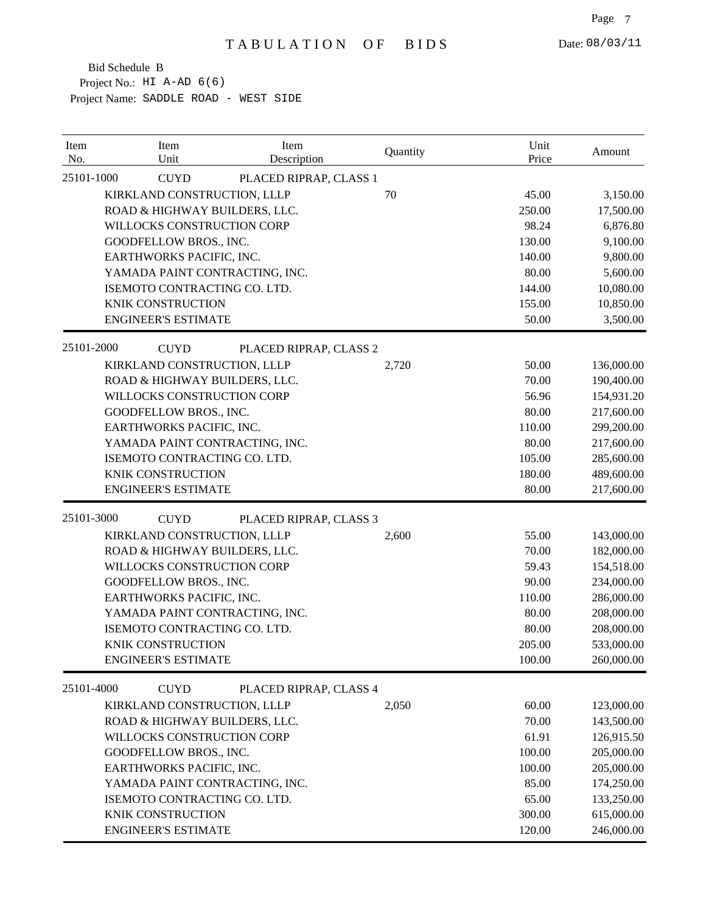# TABULATION OF BIDS

Date: 08/03/11

Bid Schedule B
Project No.: HI A-AD 6(6)
Project Name: SADDLE ROAD - WEST SIDE

| Item No. | Item Unit | Item Description | Quantity | Unit Price | Amount |
|---|---|---|---|---|---|
| 25101-1000 | CUYD | PLACED RIPRAP, CLASS 1 | | | |
| | KIRKLAND CONSTRUCTION, LLLP | | 70 | 45.00 | 3,150.00 |
| | ROAD & HIGHWAY BUILDERS, LLC. | | | 250.00 | 17,500.00 |
| | WILLOCKS CONSTRUCTION CORP | | | 98.24 | 6,876.80 |
| | GOODFELLOW BROS., INC. | | | 130.00 | 9,100.00 |
| | EARTHWORKS PACIFIC, INC. | | | 140.00 | 9,800.00 |
| | YAMADA PAINT CONTRACTING, INC. | | | 80.00 | 5,600.00 |
| | ISEMOTO CONTRACTING CO. LTD. | | | 144.00 | 10,080.00 |
| | KNIK CONSTRUCTION | | | 155.00 | 10,850.00 |
| | ENGINEER'S ESTIMATE | | | 50.00 | 3,500.00 |
| 25101-2000 | CUYD | PLACED RIPRAP, CLASS 2 | | | |
| | KIRKLAND CONSTRUCTION, LLLP | | 2,720 | 50.00 | 136,000.00 |
| | ROAD & HIGHWAY BUILDERS, LLC. | | | 70.00 | 190,400.00 |
| | WILLOCKS CONSTRUCTION CORP | | | 56.96 | 154,931.20 |
| | GOODFELLOW BROS., INC. | | | 80.00 | 217,600.00 |
| | EARTHWORKS PACIFIC, INC. | | | 110.00 | 299,200.00 |
| | YAMADA PAINT CONTRACTING, INC. | | | 80.00 | 217,600.00 |
| | ISEMOTO CONTRACTING CO. LTD. | | | 105.00 | 285,600.00 |
| | KNIK CONSTRUCTION | | | 180.00 | 489,600.00 |
| | ENGINEER'S ESTIMATE | | | 80.00 | 217,600.00 |
| 25101-3000 | CUYD | PLACED RIPRAP, CLASS 3 | | | |
| | KIRKLAND CONSTRUCTION, LLLP | | 2,600 | 55.00 | 143,000.00 |
| | ROAD & HIGHWAY BUILDERS, LLC. | | | 70.00 | 182,000.00 |
| | WILLOCKS CONSTRUCTION CORP | | | 59.43 | 154,518.00 |
| | GOODFELLOW BROS., INC. | | | 90.00 | 234,000.00 |
| | EARTHWORKS PACIFIC, INC. | | | 110.00 | 286,000.00 |
| | YAMADA PAINT CONTRACTING, INC. | | | 80.00 | 208,000.00 |
| | ISEMOTO CONTRACTING CO. LTD. | | | 80.00 | 208,000.00 |
| | KNIK CONSTRUCTION | | | 205.00 | 533,000.00 |
| | ENGINEER'S ESTIMATE | | | 100.00 | 260,000.00 |
| 25101-4000 | CUYD | PLACED RIPRAP, CLASS 4 | | | |
| | KIRKLAND CONSTRUCTION, LLLP | | 2,050 | 60.00 | 123,000.00 |
| | ROAD & HIGHWAY BUILDERS, LLC. | | | 70.00 | 143,500.00 |
| | WILLOCKS CONSTRUCTION CORP | | | 61.91 | 126,915.50 |
| | GOODFELLOW BROS., INC. | | | 100.00 | 205,000.00 |
| | EARTHWORKS PACIFIC, INC. | | | 100.00 | 205,000.00 |
| | YAMADA PAINT CONTRACTING, INC. | | | 85.00 | 174,250.00 |
| | ISEMOTO CONTRACTING CO. LTD. | | | 65.00 | 133,250.00 |
| | KNIK CONSTRUCTION | | | 300.00 | 615,000.00 |
| | ENGINEER'S ESTIMATE | | | 120.00 | 246,000.00 |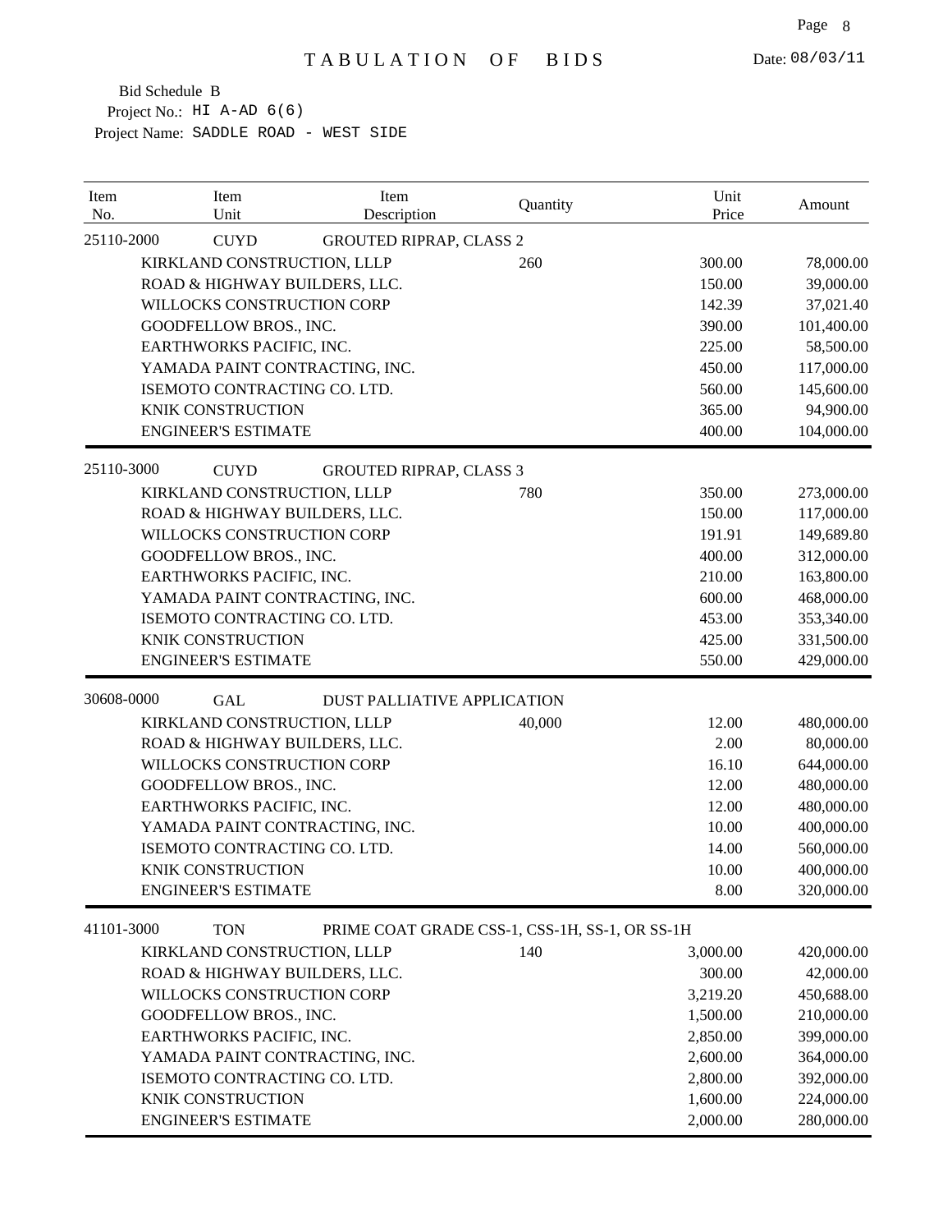# TABULATION OF BIDS

Date: 08/03/11

Bid Schedule B
Project No.: HI A-AD 6(6)
Project Name: SADDLE ROAD - WEST SIDE

| Item No. | Item Unit | Item Description | Quantity | Unit Price | Amount |
|---|---|---|---|---|---|
| 25110-2000 | CUYD | GROUTED RIPRAP, CLASS 2 | | | |
| | KIRKLAND CONSTRUCTION, LLLP | | 260 | 300.00 | 78,000.00 |
| | ROAD & HIGHWAY BUILDERS, LLC. | | | 150.00 | 39,000.00 |
| | WILLOCKS CONSTRUCTION CORP | | | 142.39 | 37,021.40 |
| | GOODFELLOW BROS., INC. | | | 390.00 | 101,400.00 |
| | EARTHWORKS PACIFIC, INC. | | | 225.00 | 58,500.00 |
| | YAMADA PAINT CONTRACTING, INC. | | | 450.00 | 117,000.00 |
| | ISEMOTO CONTRACTING CO. LTD. | | | 560.00 | 145,600.00 |
| | KNIK CONSTRUCTION | | | 365.00 | 94,900.00 |
| | ENGINEER'S ESTIMATE | | | 400.00 | 104,000.00 |
| 25110-3000 | CUYD | GROUTED RIPRAP, CLASS 3 | | | |
| | KIRKLAND CONSTRUCTION, LLLP | | 780 | 350.00 | 273,000.00 |
| | ROAD & HIGHWAY BUILDERS, LLC. | | | 150.00 | 117,000.00 |
| | WILLOCKS CONSTRUCTION CORP | | | 191.91 | 149,689.80 |
| | GOODFELLOW BROS., INC. | | | 400.00 | 312,000.00 |
| | EARTHWORKS PACIFIC, INC. | | | 210.00 | 163,800.00 |
| | YAMADA PAINT CONTRACTING, INC. | | | 600.00 | 468,000.00 |
| | ISEMOTO CONTRACTING CO. LTD. | | | 453.00 | 353,340.00 |
| | KNIK CONSTRUCTION | | | 425.00 | 331,500.00 |
| | ENGINEER'S ESTIMATE | | | 550.00 | 429,000.00 |
| 30608-0000 | GAL | DUST PALLIATIVE APPLICATION | | | |
| | KIRKLAND CONSTRUCTION, LLLP | | 40,000 | 12.00 | 480,000.00 |
| | ROAD & HIGHWAY BUILDERS, LLC. | | | 2.00 | 80,000.00 |
| | WILLOCKS CONSTRUCTION CORP | | | 16.10 | 644,000.00 |
| | GOODFELLOW BROS., INC. | | | 12.00 | 480,000.00 |
| | EARTHWORKS PACIFIC, INC. | | | 12.00 | 480,000.00 |
| | YAMADA PAINT CONTRACTING, INC. | | | 10.00 | 400,000.00 |
| | ISEMOTO CONTRACTING CO. LTD. | | | 14.00 | 560,000.00 |
| | KNIK CONSTRUCTION | | | 10.00 | 400,000.00 |
| | ENGINEER'S ESTIMATE | | | 8.00 | 320,000.00 |
| 41101-3000 | TON | PRIME COAT GRADE CSS-1, CSS-1H, SS-1, OR SS-1H | | | |
| | KIRKLAND CONSTRUCTION, LLLP | | 140 | 3,000.00 | 420,000.00 |
| | ROAD & HIGHWAY BUILDERS, LLC. | | | 300.00 | 42,000.00 |
| | WILLOCKS CONSTRUCTION CORP | | | 3,219.20 | 450,688.00 |
| | GOODFELLOW BROS., INC. | | | 1,500.00 | 210,000.00 |
| | EARTHWORKS PACIFIC, INC. | | | 2,850.00 | 399,000.00 |
| | YAMADA PAINT CONTRACTING, INC. | | | 2,600.00 | 364,000.00 |
| | ISEMOTO CONTRACTING CO. LTD. | | | 2,800.00 | 392,000.00 |
| | KNIK CONSTRUCTION | | | 1,600.00 | 224,000.00 |
| | ENGINEER'S ESTIMATE | | | 2,000.00 | 280,000.00 |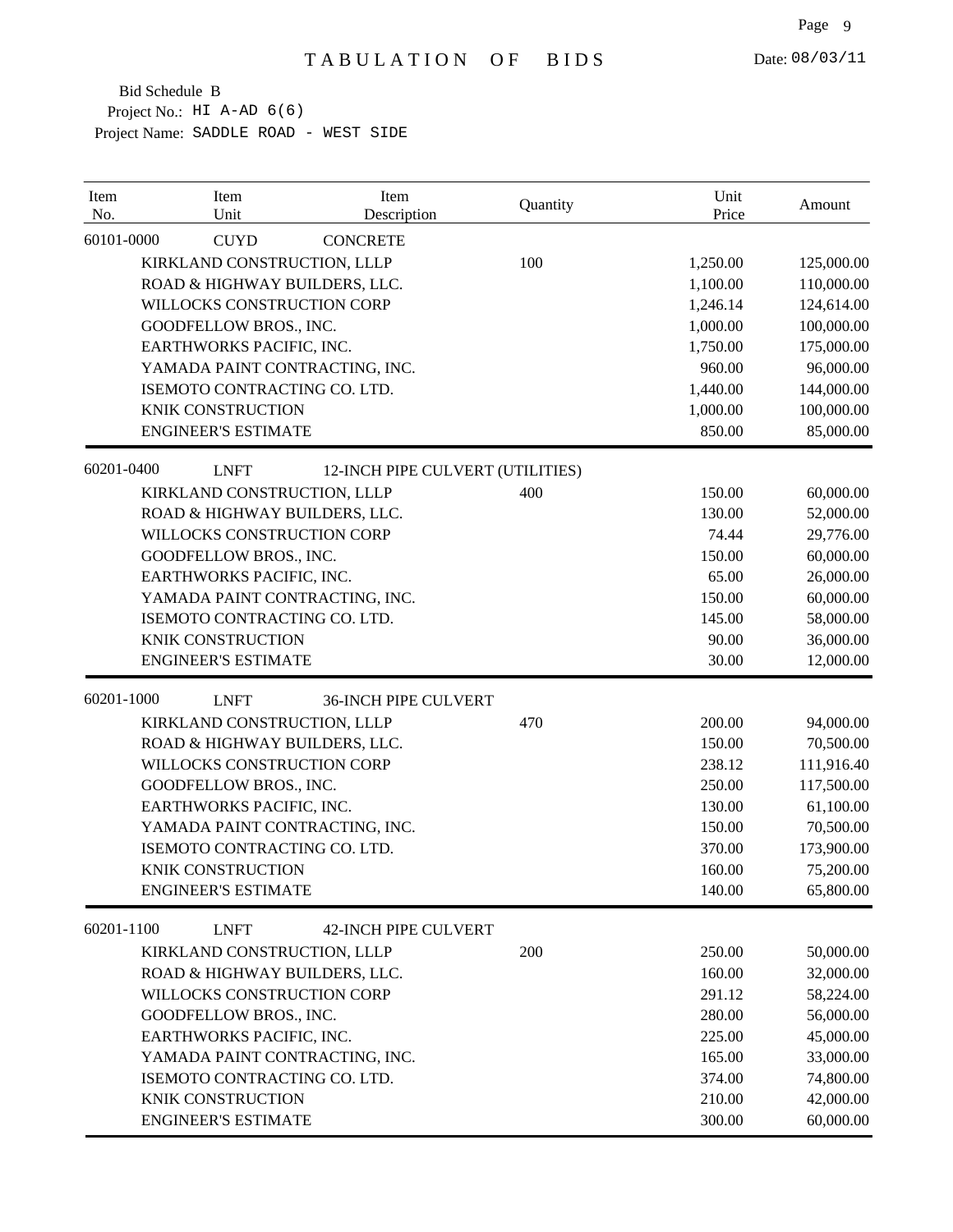# TABULATION OF BIDS

Date: 08/03/11

Bid Schedule B
Project No.: HI A-AD 6(6)
Project Name: SADDLE ROAD - WEST SIDE

| Item No. | Item Unit | Item Description | Quantity | Unit Price | Amount |
|---|---|---|---|---|---|
| 60101-0000 | CUYD | CONCRETE | | | |
| | KIRKLAND CONSTRUCTION, LLLP | | 100 | 1,250.00 | 125,000.00 |
| | ROAD & HIGHWAY BUILDERS, LLC. | | | 1,100.00 | 110,000.00 |
| | WILLOCKS CONSTRUCTION CORP | | | 1,246.14 | 124,614.00 |
| | GOODFELLOW BROS., INC. | | | 1,000.00 | 100,000.00 |
| | EARTHWORKS PACIFIC, INC. | | | 1,750.00 | 175,000.00 |
| | YAMADA PAINT CONTRACTING, INC. | | | 960.00 | 96,000.00 |
| | ISEMOTO CONTRACTING CO. LTD. | | | 1,440.00 | 144,000.00 |
| | KNIK CONSTRUCTION | | | 1,000.00 | 100,000.00 |
| | ENGINEER'S ESTIMATE | | | 850.00 | 85,000.00 |
| 60201-0400 | LNFT | 12-INCH PIPE CULVERT (UTILITIES) | | | |
| | KIRKLAND CONSTRUCTION, LLLP | | 400 | 150.00 | 60,000.00 |
| | ROAD & HIGHWAY BUILDERS, LLC. | | | 130.00 | 52,000.00 |
| | WILLOCKS CONSTRUCTION CORP | | | 74.44 | 29,776.00 |
| | GOODFELLOW BROS., INC. | | | 150.00 | 60,000.00 |
| | EARTHWORKS PACIFIC, INC. | | | 65.00 | 26,000.00 |
| | YAMADA PAINT CONTRACTING, INC. | | | 150.00 | 60,000.00 |
| | ISEMOTO CONTRACTING CO. LTD. | | | 145.00 | 58,000.00 |
| | KNIK CONSTRUCTION | | | 90.00 | 36,000.00 |
| | ENGINEER'S ESTIMATE | | | 30.00 | 12,000.00 |
| 60201-1000 | LNFT | 36-INCH PIPE CULVERT | | | |
| | KIRKLAND CONSTRUCTION, LLLP | | 470 | 200.00 | 94,000.00 |
| | ROAD & HIGHWAY BUILDERS, LLC. | | | 150.00 | 70,500.00 |
| | WILLOCKS CONSTRUCTION CORP | | | 238.12 | 111,916.40 |
| | GOODFELLOW BROS., INC. | | | 250.00 | 117,500.00 |
| | EARTHWORKS PACIFIC, INC. | | | 130.00 | 61,100.00 |
| | YAMADA PAINT CONTRACTING, INC. | | | 150.00 | 70,500.00 |
| | ISEMOTO CONTRACTING CO. LTD. | | | 370.00 | 173,900.00 |
| | KNIK CONSTRUCTION | | | 160.00 | 75,200.00 |
| | ENGINEER'S ESTIMATE | | | 140.00 | 65,800.00 |
| 60201-1100 | LNFT | 42-INCH PIPE CULVERT | | | |
| | KIRKLAND CONSTRUCTION, LLLP | | 200 | 250.00 | 50,000.00 |
| | ROAD & HIGHWAY BUILDERS, LLC. | | | 160.00 | 32,000.00 |
| | WILLOCKS CONSTRUCTION CORP | | | 291.12 | 58,224.00 |
| | GOODFELLOW BROS., INC. | | | 280.00 | 56,000.00 |
| | EARTHWORKS PACIFIC, INC. | | | 225.00 | 45,000.00 |
| | YAMADA PAINT CONTRACTING, INC. | | | 165.00 | 33,000.00 |
| | ISEMOTO CONTRACTING CO. LTD. | | | 374.00 | 74,800.00 |
| | KNIK CONSTRUCTION | | | 210.00 | 42,000.00 |
| | ENGINEER'S ESTIMATE | | | 300.00 | 60,000.00 |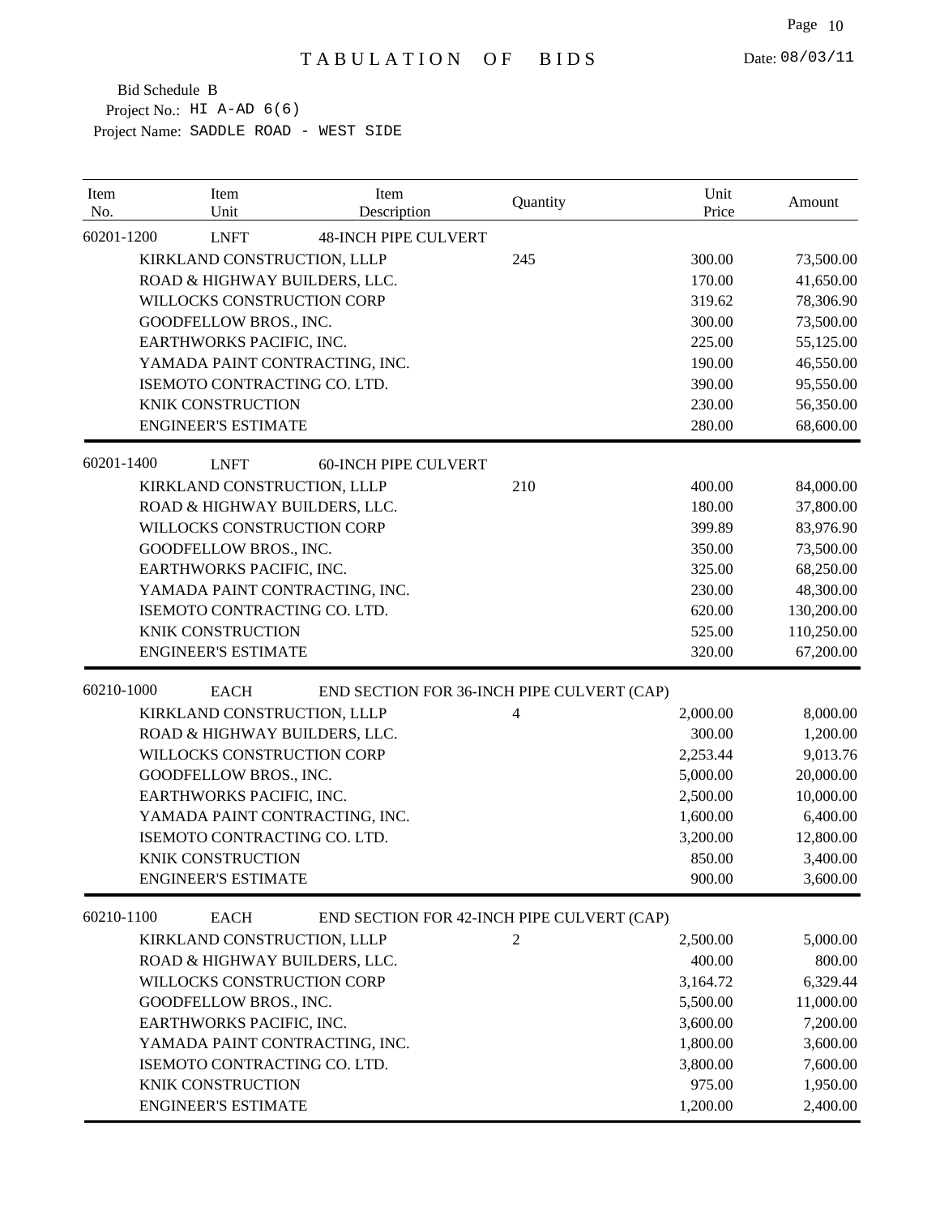# TABULATION OF BIDS

Date: 08/03/11

Bid Schedule B
Project No.: HI A-AD 6(6)
Project Name: SADDLE ROAD - WEST SIDE

| Item No. | Item Unit | Item Description | Quantity | Unit Price | Amount |
|---|---|---|---|---|---|
| 60201-1200 | LNFT | 48-INCH PIPE CULVERT | | | |
| | KIRKLAND CONSTRUCTION, LLLP | | 245 | 300.00 | 73,500.00 |
| | ROAD & HIGHWAY BUILDERS, LLC. | | | 170.00 | 41,650.00 |
| | WILLOCKS CONSTRUCTION CORP | | | 319.62 | 78,306.90 |
| | GOODFELLOW BROS., INC. | | | 300.00 | 73,500.00 |
| | EARTHWORKS PACIFIC, INC. | | | 225.00 | 55,125.00 |
| | YAMADA PAINT CONTRACTING, INC. | | | 190.00 | 46,550.00 |
| | ISEMOTO CONTRACTING CO. LTD. | | | 390.00 | 95,550.00 |
| | KNIK CONSTRUCTION | | | 230.00 | 56,350.00 |
| | ENGINEER'S ESTIMATE | | | 280.00 | 68,600.00 |
| 60201-1400 | LNFT | 60-INCH PIPE CULVERT | | | |
| | KIRKLAND CONSTRUCTION, LLLP | | 210 | 400.00 | 84,000.00 |
| | ROAD & HIGHWAY BUILDERS, LLC. | | | 180.00 | 37,800.00 |
| | WILLOCKS CONSTRUCTION CORP | | | 399.89 | 83,976.90 |
| | GOODFELLOW BROS., INC. | | | 350.00 | 73,500.00 |
| | EARTHWORKS PACIFIC, INC. | | | 325.00 | 68,250.00 |
| | YAMADA PAINT CONTRACTING, INC. | | | 230.00 | 48,300.00 |
| | ISEMOTO CONTRACTING CO. LTD. | | | 620.00 | 130,200.00 |
| | KNIK CONSTRUCTION | | | 525.00 | 110,250.00 |
| | ENGINEER'S ESTIMATE | | | 320.00 | 67,200.00 |
| 60210-1000 | EACH | END SECTION FOR 36-INCH PIPE CULVERT (CAP) | | | |
| | KIRKLAND CONSTRUCTION, LLLP | | 4 | 2,000.00 | 8,000.00 |
| | ROAD & HIGHWAY BUILDERS, LLC. | | | 300.00 | 1,200.00 |
| | WILLOCKS CONSTRUCTION CORP | | | 2,253.44 | 9,013.76 |
| | GOODFELLOW BROS., INC. | | | 5,000.00 | 20,000.00 |
| | EARTHWORKS PACIFIC, INC. | | | 2,500.00 | 10,000.00 |
| | YAMADA PAINT CONTRACTING, INC. | | | 1,600.00 | 6,400.00 |
| | ISEMOTO CONTRACTING CO. LTD. | | | 3,200.00 | 12,800.00 |
| | KNIK CONSTRUCTION | | | 850.00 | 3,400.00 |
| | ENGINEER'S ESTIMATE | | | 900.00 | 3,600.00 |
| 60210-1100 | EACH | END SECTION FOR 42-INCH PIPE CULVERT (CAP) | | | |
| | KIRKLAND CONSTRUCTION, LLLP | | 2 | 2,500.00 | 5,000.00 |
| | ROAD & HIGHWAY BUILDERS, LLC. | | | 400.00 | 800.00 |
| | WILLOCKS CONSTRUCTION CORP | | | 3,164.72 | 6,329.44 |
| | GOODFELLOW BROS., INC. | | | 5,500.00 | 11,000.00 |
| | EARTHWORKS PACIFIC, INC. | | | 3,600.00 | 7,200.00 |
| | YAMADA PAINT CONTRACTING, INC. | | | 1,800.00 | 3,600.00 |
| | ISEMOTO CONTRACTING CO. LTD. | | | 3,800.00 | 7,600.00 |
| | KNIK CONSTRUCTION | | | 975.00 | 1,950.00 |
| | ENGINEER'S ESTIMATE | | | 1,200.00 | 2,400.00 |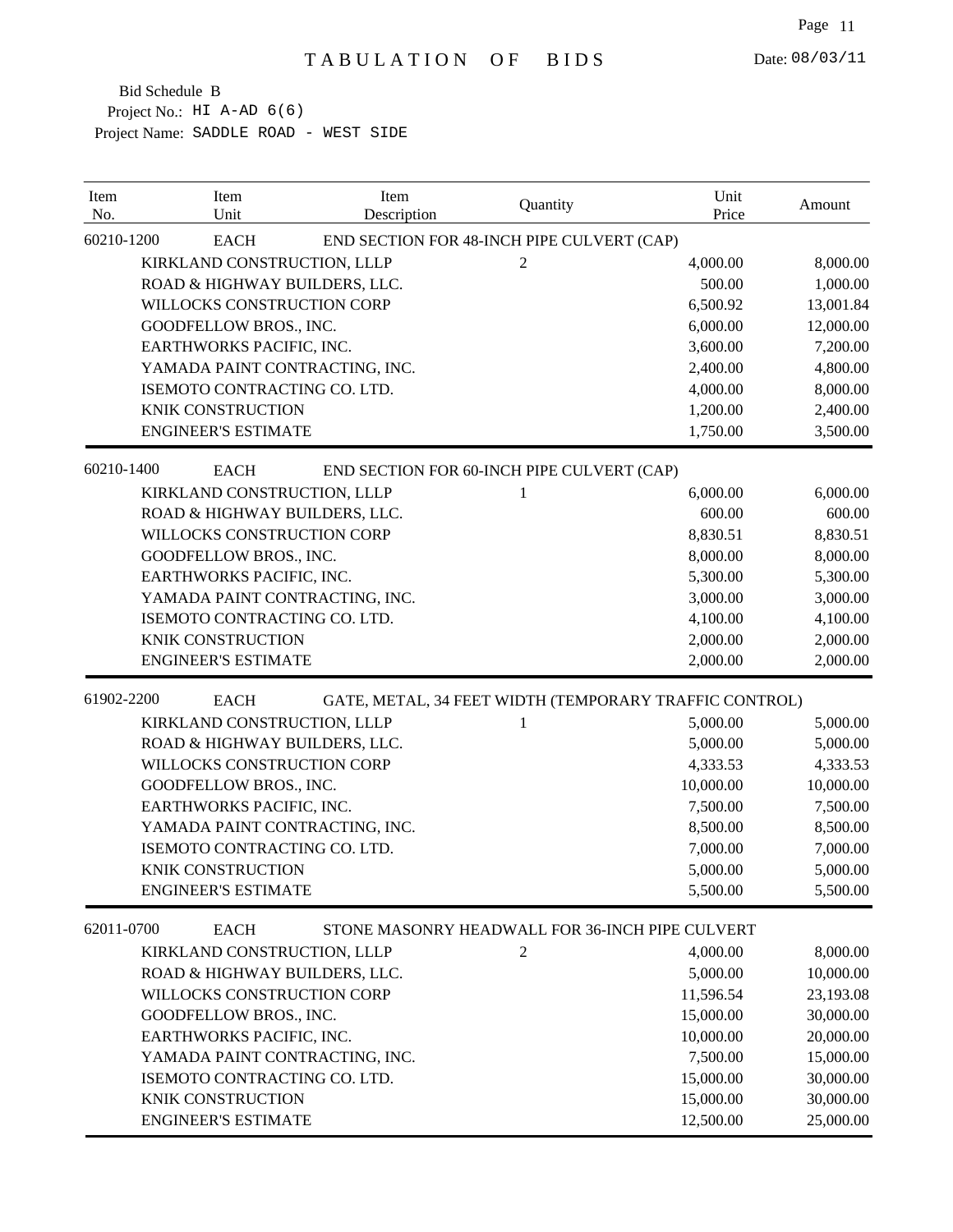# TABULATION OF BIDS

Date: 08/03/11

Bid Schedule B
Project No.: HI A-AD 6(6)
Project Name: SADDLE ROAD - WEST SIDE

| Item No. | Item Unit | Item Description | Quantity | Unit Price | Amount |
|---|---|---|---|---|---|
| 60210-1200 | EACH | END SECTION FOR 48-INCH PIPE CULVERT (CAP) | | | |
| | KIRKLAND CONSTRUCTION, LLLP | | 2 | 4,000.00 | 8,000.00 |
| | ROAD & HIGHWAY BUILDERS, LLC. | | | 500.00 | 1,000.00 |
| | WILLOCKS CONSTRUCTION CORP | | | 6,500.92 | 13,001.84 |
| | GOODFELLOW BROS., INC. | | | 6,000.00 | 12,000.00 |
| | EARTHWORKS PACIFIC, INC. | | | 3,600.00 | 7,200.00 |
| | YAMADA PAINT CONTRACTING, INC. | | | 2,400.00 | 4,800.00 |
| | ISEMOTO CONTRACTING CO. LTD. | | | 4,000.00 | 8,000.00 |
| | KNIK CONSTRUCTION | | | 1,200.00 | 2,400.00 |
| | ENGINEER'S ESTIMATE | | | 1,750.00 | 3,500.00 |
| 60210-1400 | EACH | END SECTION FOR 60-INCH PIPE CULVERT (CAP) | | | |
| | KIRKLAND CONSTRUCTION, LLLP | | 1 | 6,000.00 | 6,000.00 |
| | ROAD & HIGHWAY BUILDERS, LLC. | | | 600.00 | 600.00 |
| | WILLOCKS CONSTRUCTION CORP | | | 8,830.51 | 8,830.51 |
| | GOODFELLOW BROS., INC. | | | 8,000.00 | 8,000.00 |
| | EARTHWORKS PACIFIC, INC. | | | 5,300.00 | 5,300.00 |
| | YAMADA PAINT CONTRACTING, INC. | | | 3,000.00 | 3,000.00 |
| | ISEMOTO CONTRACTING CO. LTD. | | | 4,100.00 | 4,100.00 |
| | KNIK CONSTRUCTION | | | 2,000.00 | 2,000.00 |
| | ENGINEER'S ESTIMATE | | | 2,000.00 | 2,000.00 |
| 61902-2200 | EACH | GATE, METAL, 34 FEET WIDTH (TEMPORARY TRAFFIC CONTROL) | | | |
| | KIRKLAND CONSTRUCTION, LLLP | | 1 | 5,000.00 | 5,000.00 |
| | ROAD & HIGHWAY BUILDERS, LLC. | | | 5,000.00 | 5,000.00 |
| | WILLOCKS CONSTRUCTION CORP | | | 4,333.53 | 4,333.53 |
| | GOODFELLOW BROS., INC. | | | 10,000.00 | 10,000.00 |
| | EARTHWORKS PACIFIC, INC. | | | 7,500.00 | 7,500.00 |
| | YAMADA PAINT CONTRACTING, INC. | | | 8,500.00 | 8,500.00 |
| | ISEMOTO CONTRACTING CO. LTD. | | | 7,000.00 | 7,000.00 |
| | KNIK CONSTRUCTION | | | 5,000.00 | 5,000.00 |
| | ENGINEER'S ESTIMATE | | | 5,500.00 | 5,500.00 |
| 62011-0700 | EACH | STONE MASONRY HEADWALL FOR 36-INCH PIPE CULVERT | | | |
| | KIRKLAND CONSTRUCTION, LLLP | | 2 | 4,000.00 | 8,000.00 |
| | ROAD & HIGHWAY BUILDERS, LLC. | | | 5,000.00 | 10,000.00 |
| | WILLOCKS CONSTRUCTION CORP | | | 11,596.54 | 23,193.08 |
| | GOODFELLOW BROS., INC. | | | 15,000.00 | 30,000.00 |
| | EARTHWORKS PACIFIC, INC. | | | 10,000.00 | 20,000.00 |
| | YAMADA PAINT CONTRACTING, INC. | | | 7,500.00 | 15,000.00 |
| | ISEMOTO CONTRACTING CO. LTD. | | | 15,000.00 | 30,000.00 |
| | KNIK CONSTRUCTION | | | 15,000.00 | 30,000.00 |
| | ENGINEER'S ESTIMATE | | | 12,500.00 | 25,000.00 |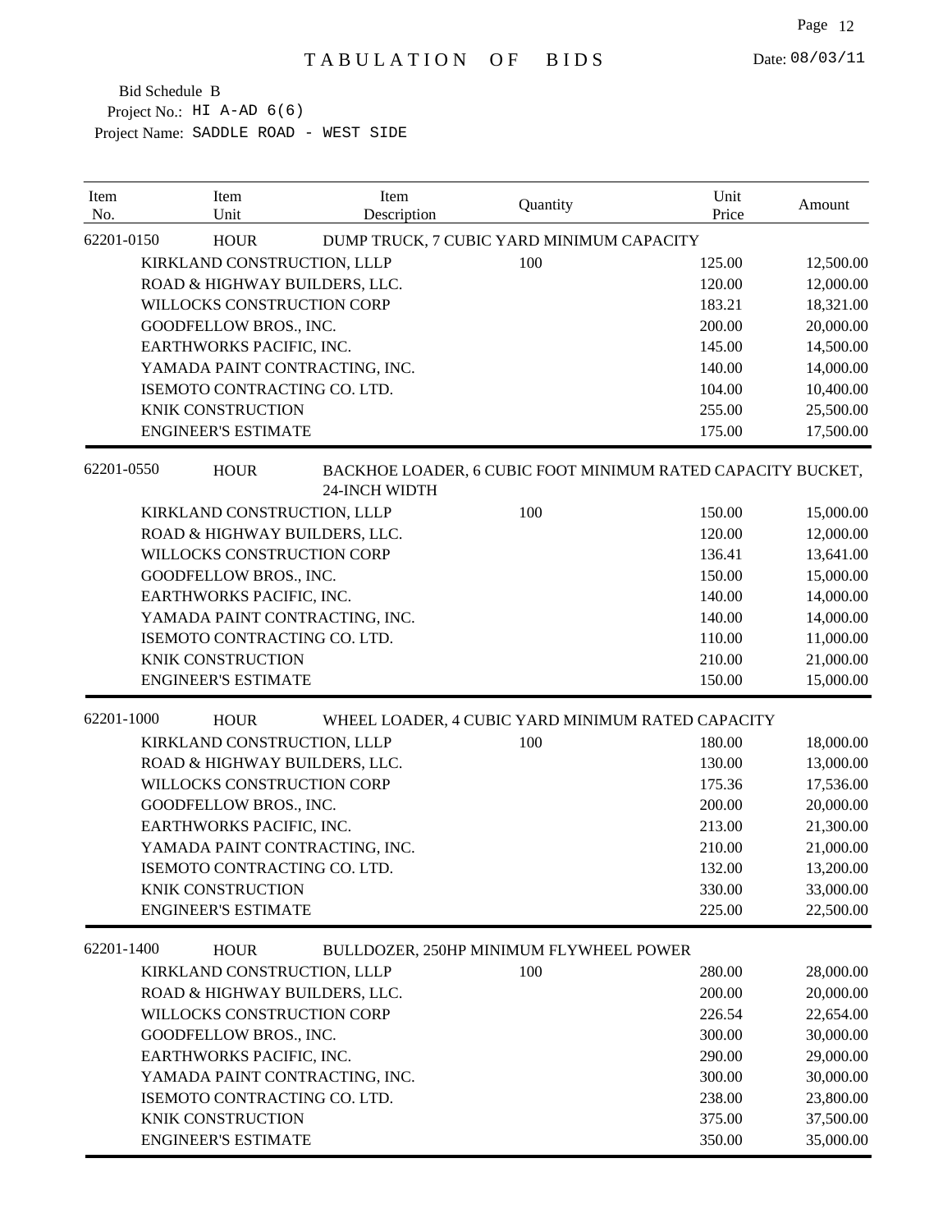# TABULATION OF BIDS

Date: 08/03/11

Bid Schedule B
Project No.: HI A-AD 6(6)
Project Name: SADDLE ROAD - WEST SIDE

| Item No. | Item Unit | Item Description | Quantity | Unit Price | Amount |
|---|---|---|---|---|---|
| 62201-0150 | HOUR | DUMP TRUCK, 7 CUBIC YARD MINIMUM CAPACITY | | | |
| | KIRKLAND CONSTRUCTION, LLLP | | 100 | 125.00 | 12,500.00 |
| | ROAD & HIGHWAY BUILDERS, LLC. | | | 120.00 | 12,000.00 |
| | WILLOCKS CONSTRUCTION CORP | | | 183.21 | 18,321.00 |
| | GOODFELLOW BROS., INC. | | | 200.00 | 20,000.00 |
| | EARTHWORKS PACIFIC, INC. | | | 145.00 | 14,500.00 |
| | YAMADA PAINT CONTRACTING, INC. | | | 140.00 | 14,000.00 |
| | ISEMOTO CONTRACTING CO. LTD. | | | 104.00 | 10,400.00 |
| | KNIK CONSTRUCTION | | | 255.00 | 25,500.00 |
| | ENGINEER'S ESTIMATE | | | 175.00 | 17,500.00 |
| 62201-0550 | HOUR | BACKHOE LOADER, 6 CUBIC FOOT MINIMUM RATED CAPACITY BUCKET, 24-INCH WIDTH | | | |
| | KIRKLAND CONSTRUCTION, LLLP | | 100 | 150.00 | 15,000.00 |
| | ROAD & HIGHWAY BUILDERS, LLC. | | | 120.00 | 12,000.00 |
| | WILLOCKS CONSTRUCTION CORP | | | 136.41 | 13,641.00 |
| | GOODFELLOW BROS., INC. | | | 150.00 | 15,000.00 |
| | EARTHWORKS PACIFIC, INC. | | | 140.00 | 14,000.00 |
| | YAMADA PAINT CONTRACTING, INC. | | | 140.00 | 14,000.00 |
| | ISEMOTO CONTRACTING CO. LTD. | | | 110.00 | 11,000.00 |
| | KNIK CONSTRUCTION | | | 210.00 | 21,000.00 |
| | ENGINEER'S ESTIMATE | | | 150.00 | 15,000.00 |
| 62201-1000 | HOUR | WHEEL LOADER, 4 CUBIC YARD MINIMUM RATED CAPACITY | | | |
| | KIRKLAND CONSTRUCTION, LLLP | | 100 | 180.00 | 18,000.00 |
| | ROAD & HIGHWAY BUILDERS, LLC. | | | 130.00 | 13,000.00 |
| | WILLOCKS CONSTRUCTION CORP | | | 175.36 | 17,536.00 |
| | GOODFELLOW BROS., INC. | | | 200.00 | 20,000.00 |
| | EARTHWORKS PACIFIC, INC. | | | 213.00 | 21,300.00 |
| | YAMADA PAINT CONTRACTING, INC. | | | 210.00 | 21,000.00 |
| | ISEMOTO CONTRACTING CO. LTD. | | | 132.00 | 13,200.00 |
| | KNIK CONSTRUCTION | | | 330.00 | 33,000.00 |
| | ENGINEER'S ESTIMATE | | | 225.00 | 22,500.00 |
| 62201-1400 | HOUR | BULLDOZER, 250HP MINIMUM FLYWHEEL POWER | | | |
| | KIRKLAND CONSTRUCTION, LLLP | | 100 | 280.00 | 28,000.00 |
| | ROAD & HIGHWAY BUILDERS, LLC. | | | 200.00 | 20,000.00 |
| | WILLOCKS CONSTRUCTION CORP | | | 226.54 | 22,654.00 |
| | GOODFELLOW BROS., INC. | | | 300.00 | 30,000.00 |
| | EARTHWORKS PACIFIC, INC. | | | 290.00 | 29,000.00 |
| | YAMADA PAINT CONTRACTING, INC. | | | 300.00 | 30,000.00 |
| | ISEMOTO CONTRACTING CO. LTD. | | | 238.00 | 23,800.00 |
| | KNIK CONSTRUCTION | | | 375.00 | 37,500.00 |
| | ENGINEER'S ESTIMATE | | | 350.00 | 35,000.00 |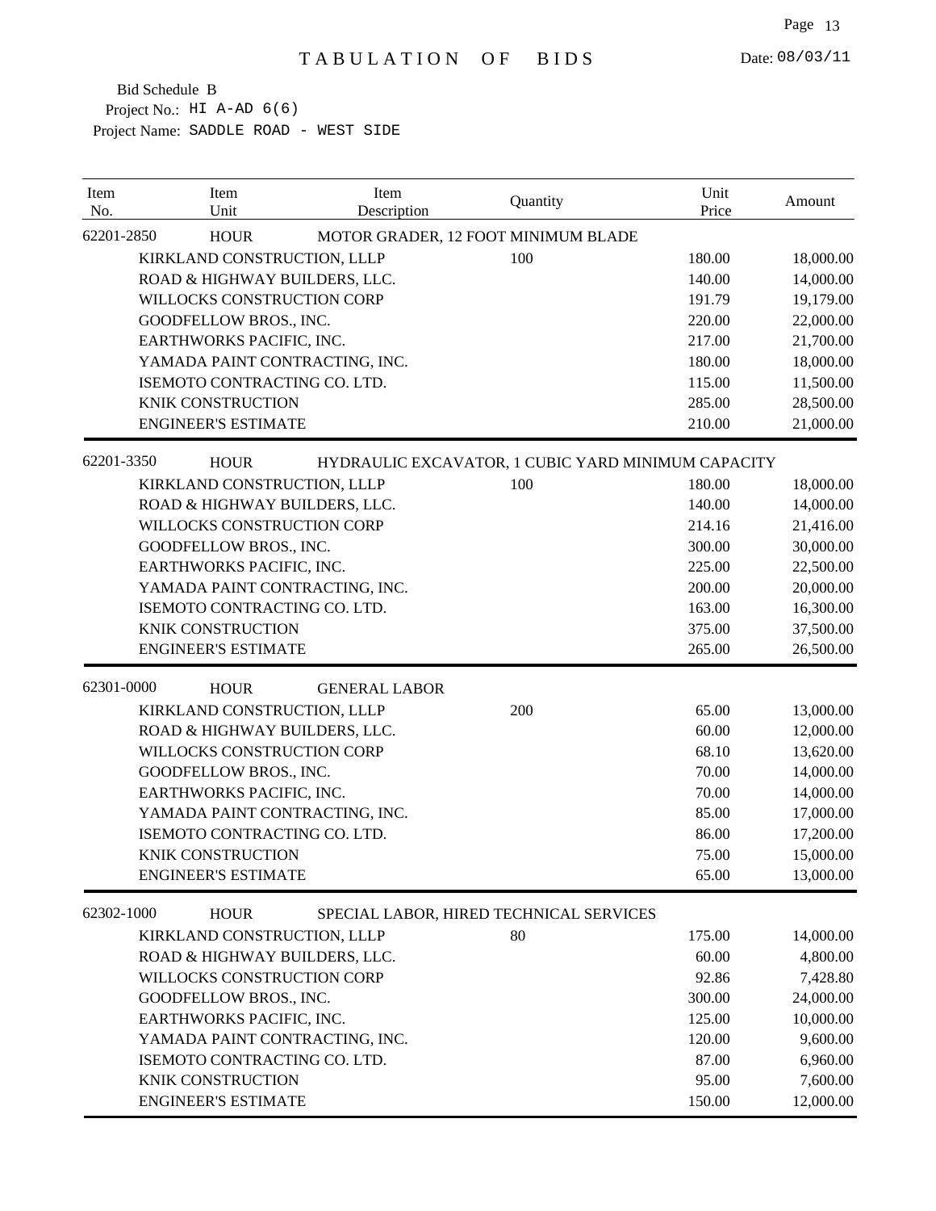# TABULATION OF BIDS

Date: 08/03/11

Bid Schedule B

Project No.: HI A-AD 6(6)

Project Name: SADDLE ROAD - WEST SIDE

| Item No. | Item Unit | Item Description | Quantity | Unit Price | Amount |
|---|---|---|---|---|---|
| 62201-2850 | HOUR | MOTOR GRADER, 12 FOOT MINIMUM BLADE | | | |
| | KIRKLAND CONSTRUCTION, LLLP | | 100 | 180.00 | 18,000.00 |
| | ROAD & HIGHWAY BUILDERS, LLC. | | | 140.00 | 14,000.00 |
| | WILLOCKS CONSTRUCTION CORP | | | 191.79 | 19,179.00 |
| | GOODFELLOW BROS., INC. | | | 220.00 | 22,000.00 |
| | EARTHWORKS PACIFIC, INC. | | | 217.00 | 21,700.00 |
| | YAMADA PAINT CONTRACTING, INC. | | | 180.00 | 18,000.00 |
| | ISEMOTO CONTRACTING CO. LTD. | | | 115.00 | 11,500.00 |
| | KNIK CONSTRUCTION | | | 285.00 | 28,500.00 |
| | ENGINEER'S ESTIMATE | | | 210.00 | 21,000.00 |
| 62201-3350 | HOUR | HYDRAULIC EXCAVATOR, 1 CUBIC YARD MINIMUM CAPACITY | | | |
| | KIRKLAND CONSTRUCTION, LLLP | | 100 | 180.00 | 18,000.00 |
| | ROAD & HIGHWAY BUILDERS, LLC. | | | 140.00 | 14,000.00 |
| | WILLOCKS CONSTRUCTION CORP | | | 214.16 | 21,416.00 |
| | GOODFELLOW BROS., INC. | | | 300.00 | 30,000.00 |
| | EARTHWORKS PACIFIC, INC. | | | 225.00 | 22,500.00 |
| | YAMADA PAINT CONTRACTING, INC. | | | 200.00 | 20,000.00 |
| | ISEMOTO CONTRACTING CO. LTD. | | | 163.00 | 16,300.00 |
| | KNIK CONSTRUCTION | | | 375.00 | 37,500.00 |
| | ENGINEER'S ESTIMATE | | | 265.00 | 26,500.00 |
| 62301-0000 | HOUR | GENERAL LABOR | | | |
| | KIRKLAND CONSTRUCTION, LLLP | | 200 | 65.00 | 13,000.00 |
| | ROAD & HIGHWAY BUILDERS, LLC. | | | 60.00 | 12,000.00 |
| | WILLOCKS CONSTRUCTION CORP | | | 68.10 | 13,620.00 |
| | GOODFELLOW BROS., INC. | | | 70.00 | 14,000.00 |
| | EARTHWORKS PACIFIC, INC. | | | 70.00 | 14,000.00 |
| | YAMADA PAINT CONTRACTING, INC. | | | 85.00 | 17,000.00 |
| | ISEMOTO CONTRACTING CO. LTD. | | | 86.00 | 17,200.00 |
| | KNIK CONSTRUCTION | | | 75.00 | 15,000.00 |
| | ENGINEER'S ESTIMATE | | | 65.00 | 13,000.00 |
| 62302-1000 | HOUR | SPECIAL LABOR, HIRED TECHNICAL SERVICES | | | |
| | KIRKLAND CONSTRUCTION, LLLP | | 80 | 175.00 | 14,000.00 |
| | ROAD & HIGHWAY BUILDERS, LLC. | | | 60.00 | 4,800.00 |
| | WILLOCKS CONSTRUCTION CORP | | | 92.86 | 7,428.80 |
| | GOODFELLOW BROS., INC. | | | 300.00 | 24,000.00 |
| | EARTHWORKS PACIFIC, INC. | | | 125.00 | 10,000.00 |
| | YAMADA PAINT CONTRACTING, INC. | | | 120.00 | 9,600.00 |
| | ISEMOTO CONTRACTING CO. LTD. | | | 87.00 | 6,960.00 |
| | KNIK CONSTRUCTION | | | 95.00 | 7,600.00 |
| | ENGINEER'S ESTIMATE | | | 150.00 | 12,000.00 |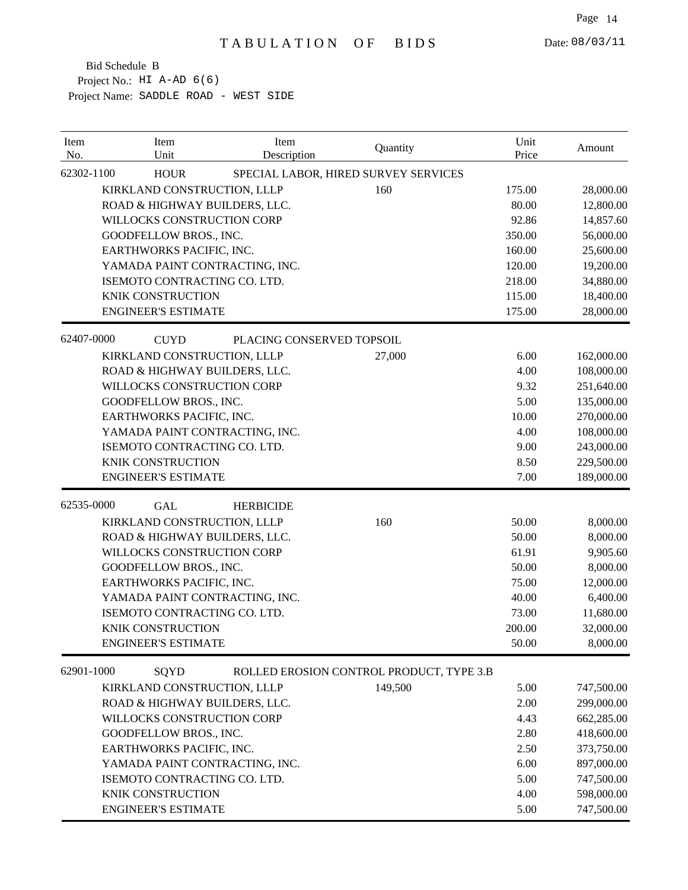# TABULATION OF BIDS

Date: 08/03/11

Bid Schedule B
Project No.: HI A-AD 6(6)
Project Name: SADDLE ROAD - WEST SIDE

| Item No. | Item Unit | Item Description | Quantity | Unit Price | Amount |
|---|---|---|---|---|---|
| 62302-1100 | HOUR | SPECIAL LABOR, HIRED SURVEY SERVICES | | | |
| | KIRKLAND CONSTRUCTION, LLLP | | 160 | 175.00 | 28,000.00 |
| | ROAD & HIGHWAY BUILDERS, LLC. | | | 80.00 | 12,800.00 |
| | WILLOCKS CONSTRUCTION CORP | | | 92.86 | 14,857.60 |
| | GOODFELLOW BROS., INC. | | | 350.00 | 56,000.00 |
| | EARTHWORKS PACIFIC, INC. | | | 160.00 | 25,600.00 |
| | YAMADA PAINT CONTRACTING, INC. | | | 120.00 | 19,200.00 |
| | ISEMOTO CONTRACTING CO. LTD. | | | 218.00 | 34,880.00 |
| | KNIK CONSTRUCTION | | | 115.00 | 18,400.00 |
| | ENGINEER'S ESTIMATE | | | 175.00 | 28,000.00 |
| 62407-0000 | CUYD | PLACING CONSERVED TOPSOIL | | | |
| | KIRKLAND CONSTRUCTION, LLLP | | 27,000 | 6.00 | 162,000.00 |
| | ROAD & HIGHWAY BUILDERS, LLC. | | | 4.00 | 108,000.00 |
| | WILLOCKS CONSTRUCTION CORP | | | 9.32 | 251,640.00 |
| | GOODFELLOW BROS., INC. | | | 5.00 | 135,000.00 |
| | EARTHWORKS PACIFIC, INC. | | | 10.00 | 270,000.00 |
| | YAMADA PAINT CONTRACTING, INC. | | | 4.00 | 108,000.00 |
| | ISEMOTO CONTRACTING CO. LTD. | | | 9.00 | 243,000.00 |
| | KNIK CONSTRUCTION | | | 8.50 | 229,500.00 |
| | ENGINEER'S ESTIMATE | | | 7.00 | 189,000.00 |
| 62535-0000 | GAL | HERBICIDE | | | |
| | KIRKLAND CONSTRUCTION, LLLP | | 160 | 50.00 | 8,000.00 |
| | ROAD & HIGHWAY BUILDERS, LLC. | | | 50.00 | 8,000.00 |
| | WILLOCKS CONSTRUCTION CORP | | | 61.91 | 9,905.60 |
| | GOODFELLOW BROS., INC. | | | 50.00 | 8,000.00 |
| | EARTHWORKS PACIFIC, INC. | | | 75.00 | 12,000.00 |
| | YAMADA PAINT CONTRACTING, INC. | | | 40.00 | 6,400.00 |
| | ISEMOTO CONTRACTING CO. LTD. | | | 73.00 | 11,680.00 |
| | KNIK CONSTRUCTION | | | 200.00 | 32,000.00 |
| | ENGINEER'S ESTIMATE | | | 50.00 | 8,000.00 |
| 62901-1000 | SQYD | ROLLED EROSION CONTROL PRODUCT, TYPE 3.B | | | |
| | KIRKLAND CONSTRUCTION, LLLP | | 149,500 | 5.00 | 747,500.00 |
| | ROAD & HIGHWAY BUILDERS, LLC. | | | 2.00 | 299,000.00 |
| | WILLOCKS CONSTRUCTION CORP | | | 4.43 | 662,285.00 |
| | GOODFELLOW BROS., INC. | | | 2.80 | 418,600.00 |
| | EARTHWORKS PACIFIC, INC. | | | 2.50 | 373,750.00 |
| | YAMADA PAINT CONTRACTING, INC. | | | 6.00 | 897,000.00 |
| | ISEMOTO CONTRACTING CO. LTD. | | | 5.00 | 747,500.00 |
| | KNIK CONSTRUCTION | | | 4.00 | 598,000.00 |
| | ENGINEER'S ESTIMATE | | | 5.00 | 747,500.00 |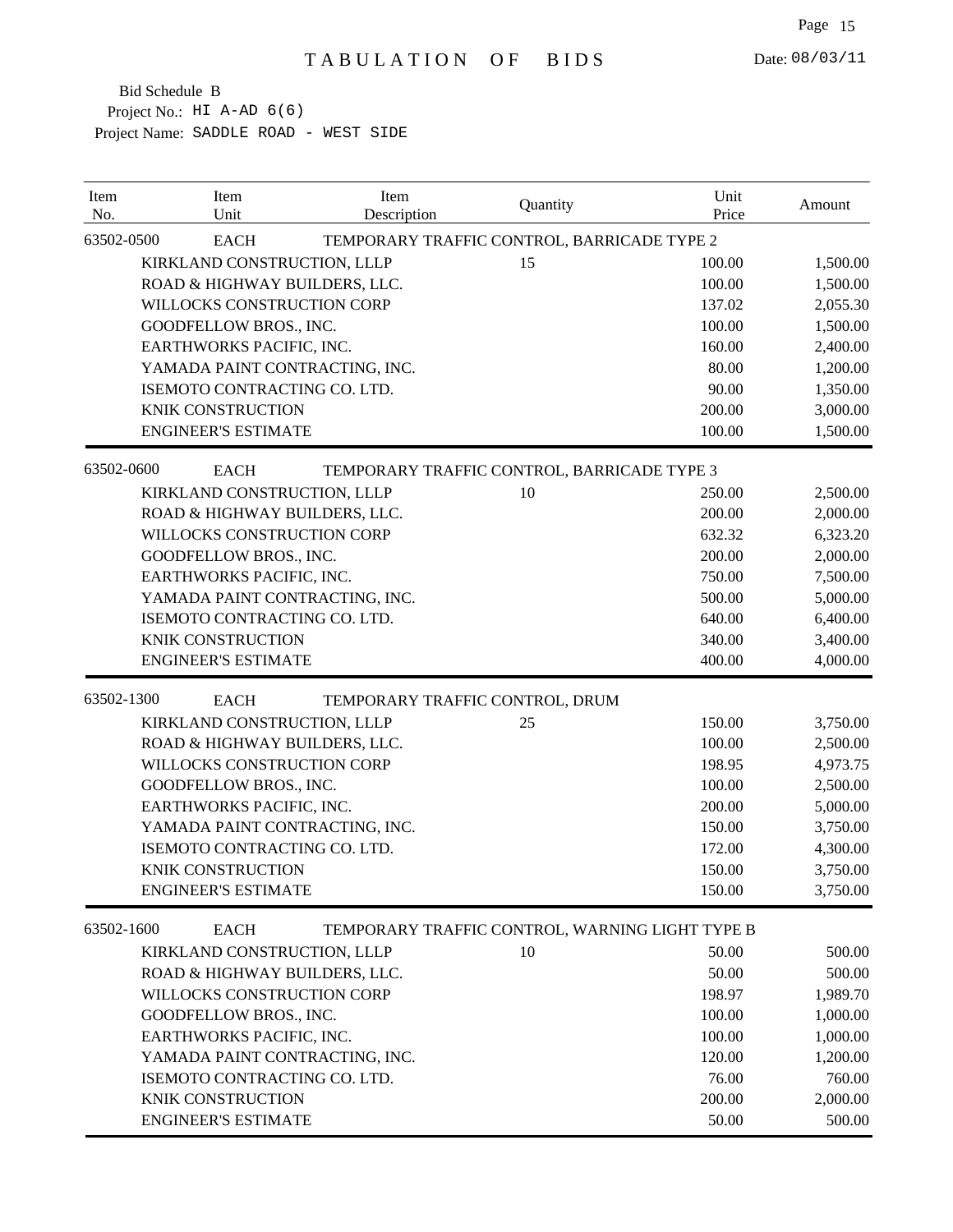# TABULATION OF BIDS

Date: 08/03/11

Bid Schedule B
Project No.: HI A-AD 6(6)
Project Name: SADDLE ROAD - WEST SIDE

| Item No. | Item Unit | Item Description | Quantity | Unit Price | Amount |
|---|---|---|---|---|---|
| 63502-0500 | EACH | TEMPORARY TRAFFIC CONTROL, BARRICADE TYPE 2 | | | |
| | KIRKLAND CONSTRUCTION, LLLP | | 15 | 100.00 | 1,500.00 |
| | ROAD & HIGHWAY BUILDERS, LLC. | | | 100.00 | 1,500.00 |
| | WILLOCKS CONSTRUCTION CORP | | | 137.02 | 2,055.30 |
| | GOODFELLOW BROS., INC. | | | 100.00 | 1,500.00 |
| | EARTHWORKS PACIFIC, INC. | | | 160.00 | 2,400.00 |
| | YAMADA PAINT CONTRACTING, INC. | | | 80.00 | 1,200.00 |
| | ISEMOTO CONTRACTING CO. LTD. | | | 90.00 | 1,350.00 |
| | KNIK CONSTRUCTION | | | 200.00 | 3,000.00 |
| | ENGINEER'S ESTIMATE | | | 100.00 | 1,500.00 |
| 63502-0600 | EACH | TEMPORARY TRAFFIC CONTROL, BARRICADE TYPE 3 | | | |
| | KIRKLAND CONSTRUCTION, LLLP | | 10 | 250.00 | 2,500.00 |
| | ROAD & HIGHWAY BUILDERS, LLC. | | | 200.00 | 2,000.00 |
| | WILLOCKS CONSTRUCTION CORP | | | 632.32 | 6,323.20 |
| | GOODFELLOW BROS., INC. | | | 200.00 | 2,000.00 |
| | EARTHWORKS PACIFIC, INC. | | | 750.00 | 7,500.00 |
| | YAMADA PAINT CONTRACTING, INC. | | | 500.00 | 5,000.00 |
| | ISEMOTO CONTRACTING CO. LTD. | | | 640.00 | 6,400.00 |
| | KNIK CONSTRUCTION | | | 340.00 | 3,400.00 |
| | ENGINEER'S ESTIMATE | | | 400.00 | 4,000.00 |
| 63502-1300 | EACH | TEMPORARY TRAFFIC CONTROL, DRUM | | | |
| | KIRKLAND CONSTRUCTION, LLLP | | 25 | 150.00 | 3,750.00 |
| | ROAD & HIGHWAY BUILDERS, LLC. | | | 100.00 | 2,500.00 |
| | WILLOCKS CONSTRUCTION CORP | | | 198.95 | 4,973.75 |
| | GOODFELLOW BROS., INC. | | | 100.00 | 2,500.00 |
| | EARTHWORKS PACIFIC, INC. | | | 200.00 | 5,000.00 |
| | YAMADA PAINT CONTRACTING, INC. | | | 150.00 | 3,750.00 |
| | ISEMOTO CONTRACTING CO. LTD. | | | 172.00 | 4,300.00 |
| | KNIK CONSTRUCTION | | | 150.00 | 3,750.00 |
| | ENGINEER'S ESTIMATE | | | 150.00 | 3,750.00 |
| 63502-1600 | EACH | TEMPORARY TRAFFIC CONTROL, WARNING LIGHT TYPE B | | | |
| | KIRKLAND CONSTRUCTION, LLLP | | 10 | 50.00 | 500.00 |
| | ROAD & HIGHWAY BUILDERS, LLC. | | | 50.00 | 500.00 |
| | WILLOCKS CONSTRUCTION CORP | | | 198.97 | 1,989.70 |
| | GOODFELLOW BROS., INC. | | | 100.00 | 1,000.00 |
| | EARTHWORKS PACIFIC, INC. | | | 100.00 | 1,000.00 |
| | YAMADA PAINT CONTRACTING, INC. | | | 120.00 | 1,200.00 |
| | ISEMOTO CONTRACTING CO. LTD. | | | 76.00 | 760.00 |
| | KNIK CONSTRUCTION | | | 200.00 | 2,000.00 |
| | ENGINEER'S ESTIMATE | | | 50.00 | 500.00 |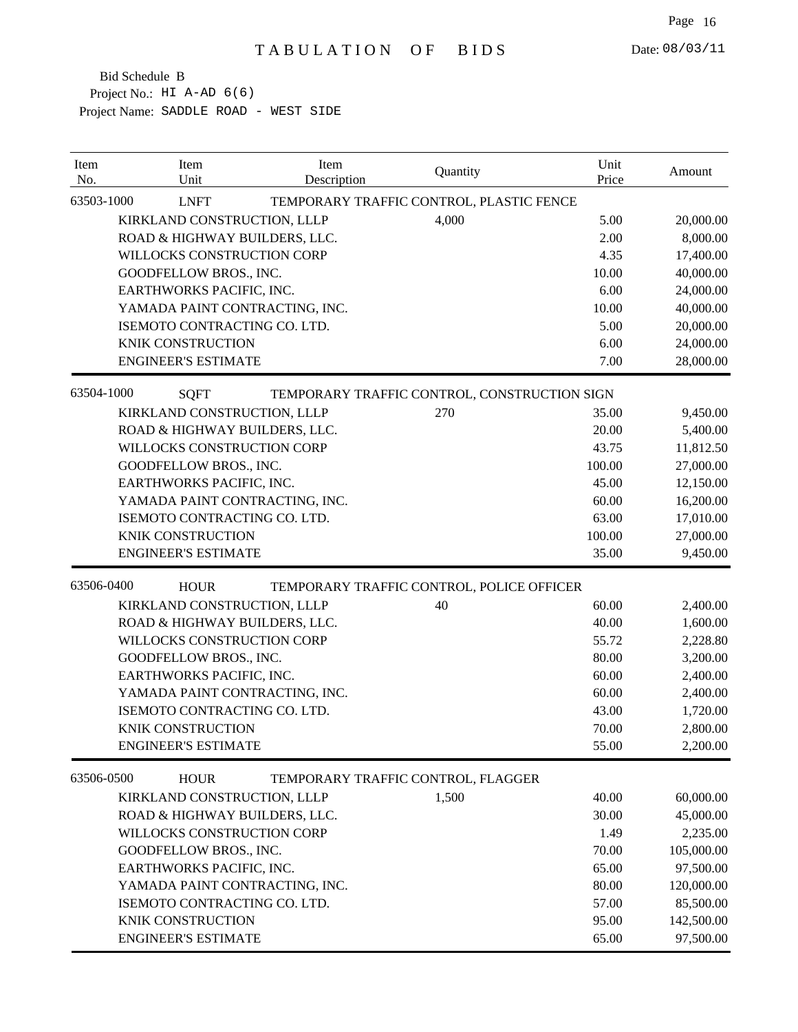# TABULATION OF BIDS

Date: 08/03/11

Bid Schedule B
Project No.: HI A-AD 6(6)
Project Name: SADDLE ROAD - WEST SIDE

| Item No. | Item Unit | Item Description | Quantity | Unit Price | Amount |
|---|---|---|---|---|---|
| 63503-1000 | LNFT | TEMPORARY TRAFFIC CONTROL, PLASTIC FENCE | | | |
| | KIRKLAND CONSTRUCTION, LLLP | | 4,000 | 5.00 | 20,000.00 |
| | ROAD & HIGHWAY BUILDERS, LLC. | | | 2.00 | 8,000.00 |
| | WILLOCKS CONSTRUCTION CORP | | | 4.35 | 17,400.00 |
| | GOODFELLOW BROS., INC. | | | 10.00 | 40,000.00 |
| | EARTHWORKS PACIFIC, INC. | | | 6.00 | 24,000.00 |
| | YAMADA PAINT CONTRACTING, INC. | | | 10.00 | 40,000.00 |
| | ISEMOTO CONTRACTING CO. LTD. | | | 5.00 | 20,000.00 |
| | KNIK CONSTRUCTION | | | 6.00 | 24,000.00 |
| | ENGINEER'S ESTIMATE | | | 7.00 | 28,000.00 |
| 63504-1000 | SQFT | TEMPORARY TRAFFIC CONTROL, CONSTRUCTION SIGN | | | |
| | KIRKLAND CONSTRUCTION, LLLP | | 270 | 35.00 | 9,450.00 |
| | ROAD & HIGHWAY BUILDERS, LLC. | | | 20.00 | 5,400.00 |
| | WILLOCKS CONSTRUCTION CORP | | | 43.75 | 11,812.50 |
| | GOODFELLOW BROS., INC. | | | 100.00 | 27,000.00 |
| | EARTHWORKS PACIFIC, INC. | | | 45.00 | 12,150.00 |
| | YAMADA PAINT CONTRACTING, INC. | | | 60.00 | 16,200.00 |
| | ISEMOTO CONTRACTING CO. LTD. | | | 63.00 | 17,010.00 |
| | KNIK CONSTRUCTION | | | 100.00 | 27,000.00 |
| | ENGINEER'S ESTIMATE | | | 35.00 | 9,450.00 |
| 63506-0400 | HOUR | TEMPORARY TRAFFIC CONTROL, POLICE OFFICER | | | |
| | KIRKLAND CONSTRUCTION, LLLP | | 40 | 60.00 | 2,400.00 |
| | ROAD & HIGHWAY BUILDERS, LLC. | | | 40.00 | 1,600.00 |
| | WILLOCKS CONSTRUCTION CORP | | | 55.72 | 2,228.80 |
| | GOODFELLOW BROS., INC. | | | 80.00 | 3,200.00 |
| | EARTHWORKS PACIFIC, INC. | | | 60.00 | 2,400.00 |
| | YAMADA PAINT CONTRACTING, INC. | | | 60.00 | 2,400.00 |
| | ISEMOTO CONTRACTING CO. LTD. | | | 43.00 | 1,720.00 |
| | KNIK CONSTRUCTION | | | 70.00 | 2,800.00 |
| | ENGINEER'S ESTIMATE | | | 55.00 | 2,200.00 |
| 63506-0500 | HOUR | TEMPORARY TRAFFIC CONTROL, FLAGGER | | | |
| | KIRKLAND CONSTRUCTION, LLLP | | 1,500 | 40.00 | 60,000.00 |
| | ROAD & HIGHWAY BUILDERS, LLC. | | | 30.00 | 45,000.00 |
| | WILLOCKS CONSTRUCTION CORP | | | 1.49 | 2,235.00 |
| | GOODFELLOW BROS., INC. | | | 70.00 | 105,000.00 |
| | EARTHWORKS PACIFIC, INC. | | | 65.00 | 97,500.00 |
| | YAMADA PAINT CONTRACTING, INC. | | | 80.00 | 120,000.00 |
| | ISEMOTO CONTRACTING CO. LTD. | | | 57.00 | 85,500.00 |
| | KNIK CONSTRUCTION | | | 95.00 | 142,500.00 |
| | ENGINEER'S ESTIMATE | | | 65.00 | 97,500.00 |